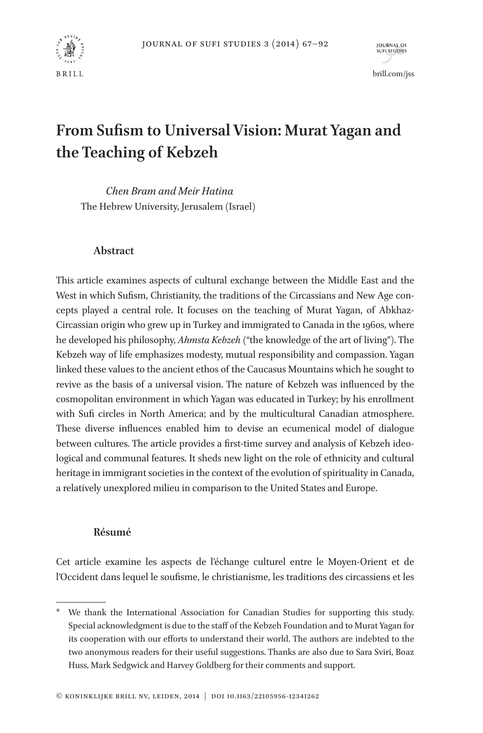# From Sufism to Universal Vision: Murat Yagan and the Teaching of Kebzeh

*Chen Bram and Meir Hatina*
The Hebrew University, Jerusalem (Israel)

### Abstract

This article examines aspects of cultural exchange between the Middle East and the West in which Sufism, Christianity, the traditions of the Circassians and New Age concepts played a central role. It focuses on the teaching of Murat Yagan, of Abkhaz-Circassian origin who grew up in Turkey and immigrated to Canada in the 1960s, where he developed his philosophy, *Ahmsta Kebzeh* ("the knowledge of the art of living"). The Kebzeh way of life emphasizes modesty, mutual responsibility and compassion. Yagan linked these values to the ancient ethos of the Caucasus Mountains which he sought to revive as the basis of a universal vision. The nature of Kebzeh was influenced by the cosmopolitan environment in which Yagan was educated in Turkey; by his enrollment with Sufi circles in North America; and by the multicultural Canadian atmosphere. These diverse influences enabled him to devise an ecumenical model of dialogue between cultures. The article provides a first-time survey and analysis of Kebzeh ideological and communal features. It sheds new light on the role of ethnicity and cultural heritage in immigrant societies in the context of the evolution of spirituality in Canada, a relatively unexplored milieu in comparison to the United States and Europe.

### Résumé

Cet article examine les aspects de l'échange culturel entre le Moyen-Orient et de l'Occident dans lequel le soufisme, le christianisme, les traditions des circassiens et les

---

\* We thank the International Association for Canadian Studies for supporting this study. Special acknowledgment is due to the staff of the Kebzeh Foundation and to Murat Yagan for its cooperation with our efforts to understand their world. The authors are indebted to the two anonymous readers for their useful suggestions. Thanks are also due to Sara Sviri, Boaz Huss, Mark Sedgwick and Harvey Goldberg for their comments and support.

© Koninklijke Brill NV, Leiden, 2014 | DOI 10.1163/22105956-12341262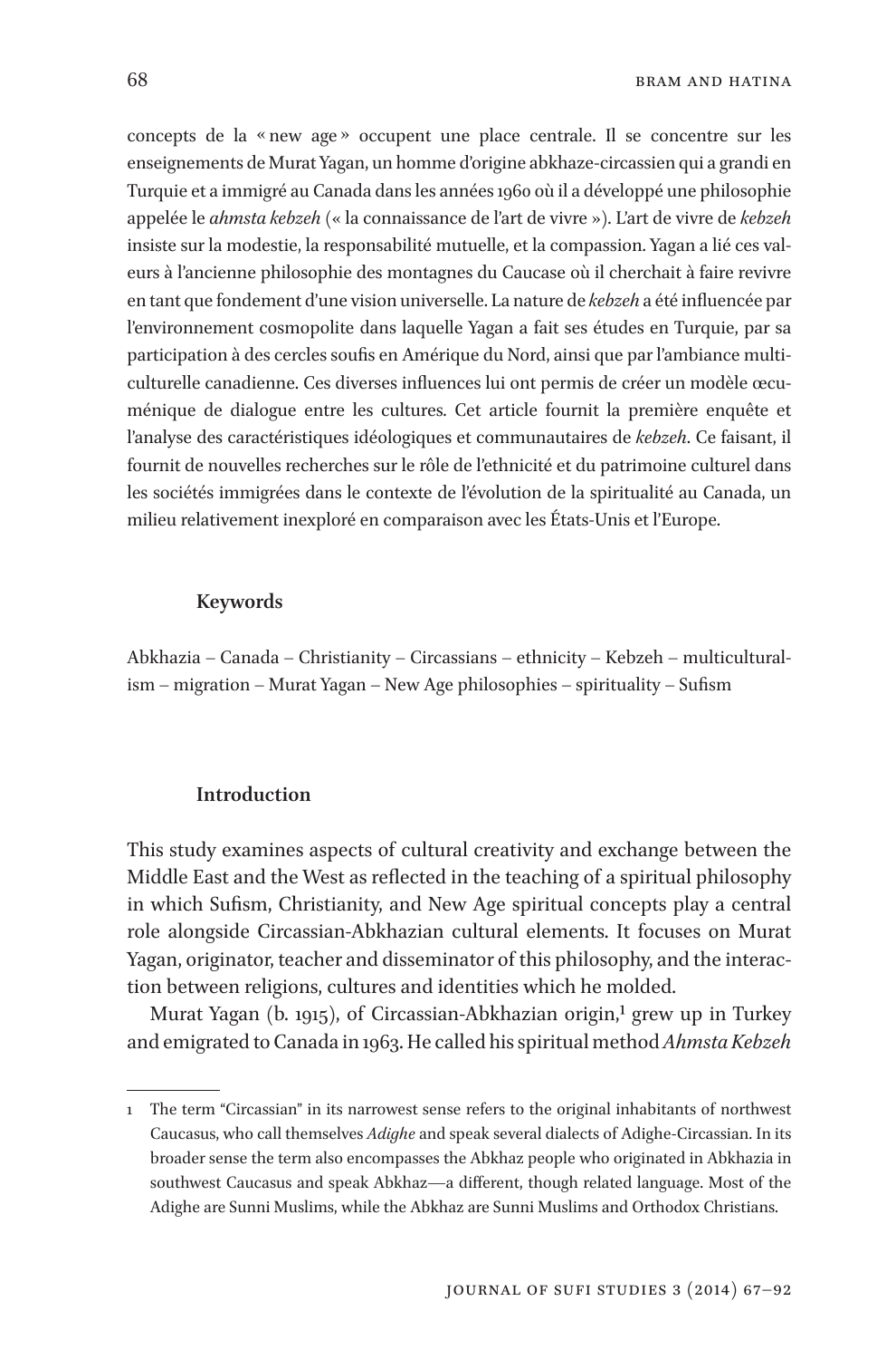concepts de la « new age » occupent une place centrale. Il se concentre sur les enseignements de Murat Yagan, un homme d'origine abkhaze-circassien qui a grandi en Turquie et a immigré au Canada dans les années 1960 où il a développé une philosophie appelée le *ahmsta kebzeh* (« la connaissance de l'art de vivre »). L'art de vivre de *kebzeh* insiste sur la modestie, la responsabilité mutuelle, et la compassion. Yagan a lié ces valeurs à l'ancienne philosophie des montagnes du Caucase où il cherchait à faire revivre en tant que fondement d'une vision universelle. La nature de *kebzeh* a été influencée par l'environnement cosmopolite dans laquelle Yagan a fait ses études en Turquie, par sa participation à des cercles soufis en Amérique du Nord, ainsi que par l'ambiance multiculturelle canadienne. Ces diverses influences lui ont permis de créer un modèle œcuménique de dialogue entre les cultures. Cet article fournit la première enquête et l'analyse des caractéristiques idéologiques et communautaires de *kebzeh*. Ce faisant, il fournit de nouvelles recherches sur le rôle de l'ethnicité et du patrimoine culturel dans les sociétés immigrées dans le contexte de l'évolution de la spiritualité au Canada, un milieu relativement inexploré en comparaison avec les États-Unis et l'Europe.

**Keywords**

Abkhazia – Canada – Christianity – Circassians – ethnicity – Kebzeh – multiculturalism – migration – Murat Yagan – New Age philosophies – spirituality – Sufism

## Introduction

This study examines aspects of cultural creativity and exchange between the Middle East and the West as reflected in the teaching of a spiritual philosophy in which Sufism, Christianity, and New Age spiritual concepts play a central role alongside Circassian-Abkhazian cultural elements. It focuses on Murat Yagan, originator, teacher and disseminator of this philosophy, and the interaction between religions, cultures and identities which he molded.

Murat Yagan (b. 1915), of Circassian-Abkhazian origin,[1] grew up in Turkey and emigrated to Canada in 1963. He called his spiritual method *Ahmsta Kebzeh*

---

1 The term "Circassian" in its narrowest sense refers to the original inhabitants of northwest Caucasus, who call themselves *Adighe* and speak several dialects of Adighe-Circassian. In its broader sense the term also encompasses the Abkhaz people who originated in Abkhazia in southwest Caucasus and speak Abkhaz—a different, though related language. Most of the Adighe are Sunni Muslims, while the Abkhaz are Sunni Muslims and Orthodox Christians.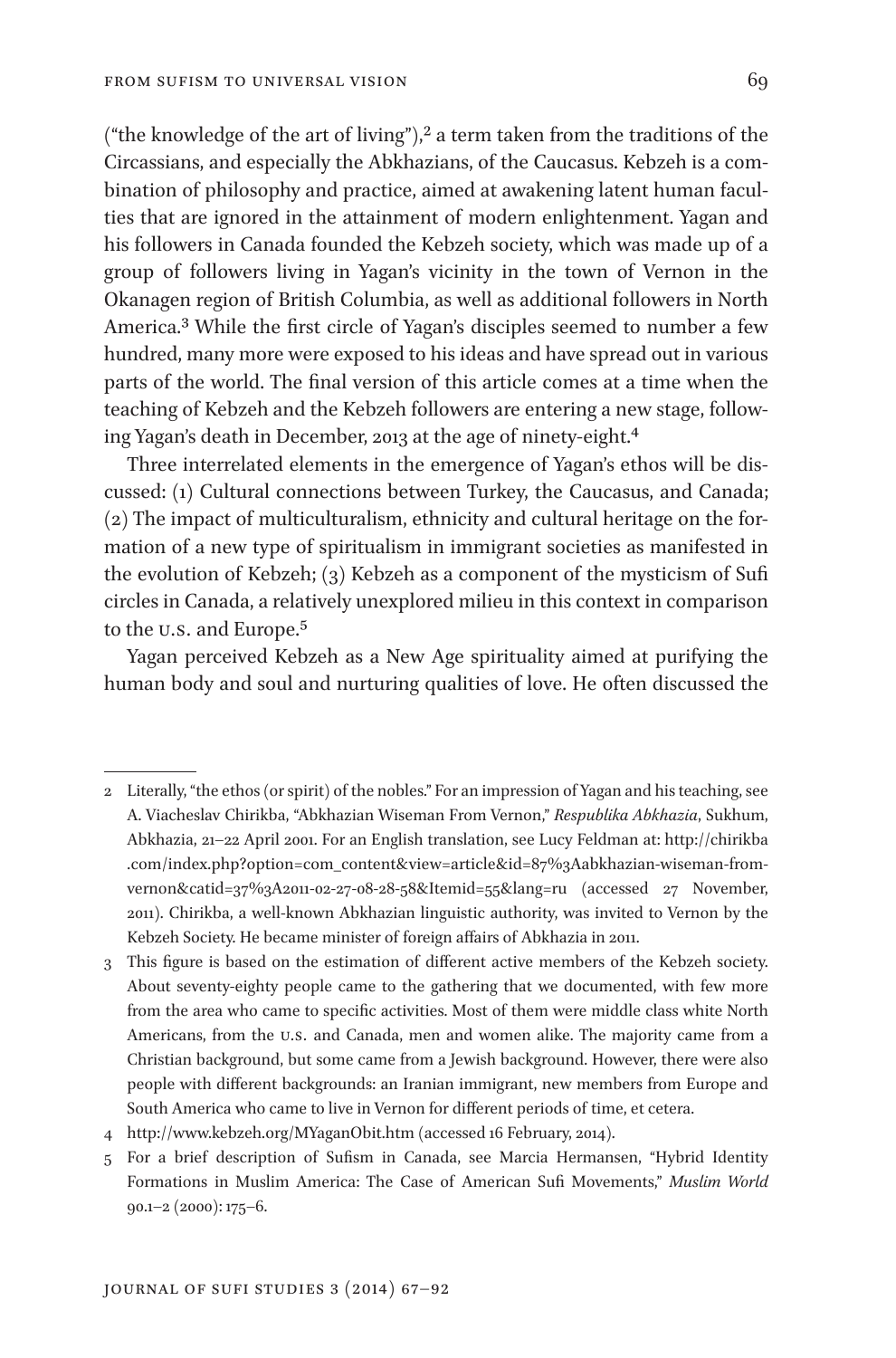("the knowledge of the art of living"),[2] a term taken from the traditions of the Circassians, and especially the Abkhazians, of the Caucasus. Kebzeh is a combination of philosophy and practice, aimed at awakening latent human faculties that are ignored in the attainment of modern enlightenment. Yagan and his followers in Canada founded the Kebzeh society, which was made up of a group of followers living in Yagan's vicinity in the town of Vernon in the Okanagen region of British Columbia, as well as additional followers in North America.[3] While the first circle of Yagan's disciples seemed to number a few hundred, many more were exposed to his ideas and have spread out in various parts of the world. The final version of this article comes at a time when the teaching of Kebzeh and the Kebzeh followers are entering a new stage, following Yagan's death in December, 2013 at the age of ninety-eight.[4]

Three interrelated elements in the emergence of Yagan's ethos will be discussed: (1) Cultural connections between Turkey, the Caucasus, and Canada; (2) The impact of multiculturalism, ethnicity and cultural heritage on the formation of a new type of spiritualism in immigrant societies as manifested in the evolution of Kebzeh; (3) Kebzeh as a component of the mysticism of Sufi circles in Canada, a relatively unexplored milieu in this context in comparison to the U.S. and Europe.[5]

Yagan perceived Kebzeh as a New Age spirituality aimed at purifying the human body and soul and nurturing qualities of love. He often discussed the

---

2 Literally, "the ethos (or spirit) of the nobles." For an impression of Yagan and his teaching, see A. Viacheslav Chirikba, "Abkhazian Wiseman From Vernon," *Respublika Abkhazia*, Sukhum, Abkhazia, 21–22 April 2001. For an English translation, see Lucy Feldman at: http://chirikba.com/index.php?option=com_content&view=article&id=87%3Aabkhazian-wiseman-from-vernon&catid=37%3A2011-02-27-08-28-58&Itemid=55&lang=ru (accessed 27 November, 2011). Chirikba, a well-known Abkhazian linguistic authority, was invited to Vernon by the Kebzeh Society. He became minister of foreign affairs of Abkhazia in 2011.

3 This figure is based on the estimation of different active members of the Kebzeh society. About seventy-eighty people came to the gathering that we documented, with few more from the area who came to specific activities. Most of them were middle class white North Americans, from the U.S. and Canada, men and women alike. The majority came from a Christian background, but some came from a Jewish background. However, there were also people with different backgrounds: an Iranian immigrant, new members from Europe and South America who came to live in Vernon for different periods of time, et cetera.

4 http://www.kebzeh.org/MYaganObit.htm (accessed 16 February, 2014).

5 For a brief description of Sufism in Canada, see Marcia Hermansen, "Hybrid Identity Formations in Muslim America: The Case of American Sufi Movements," *Muslim World* 90.1–2 (2000): 175–6.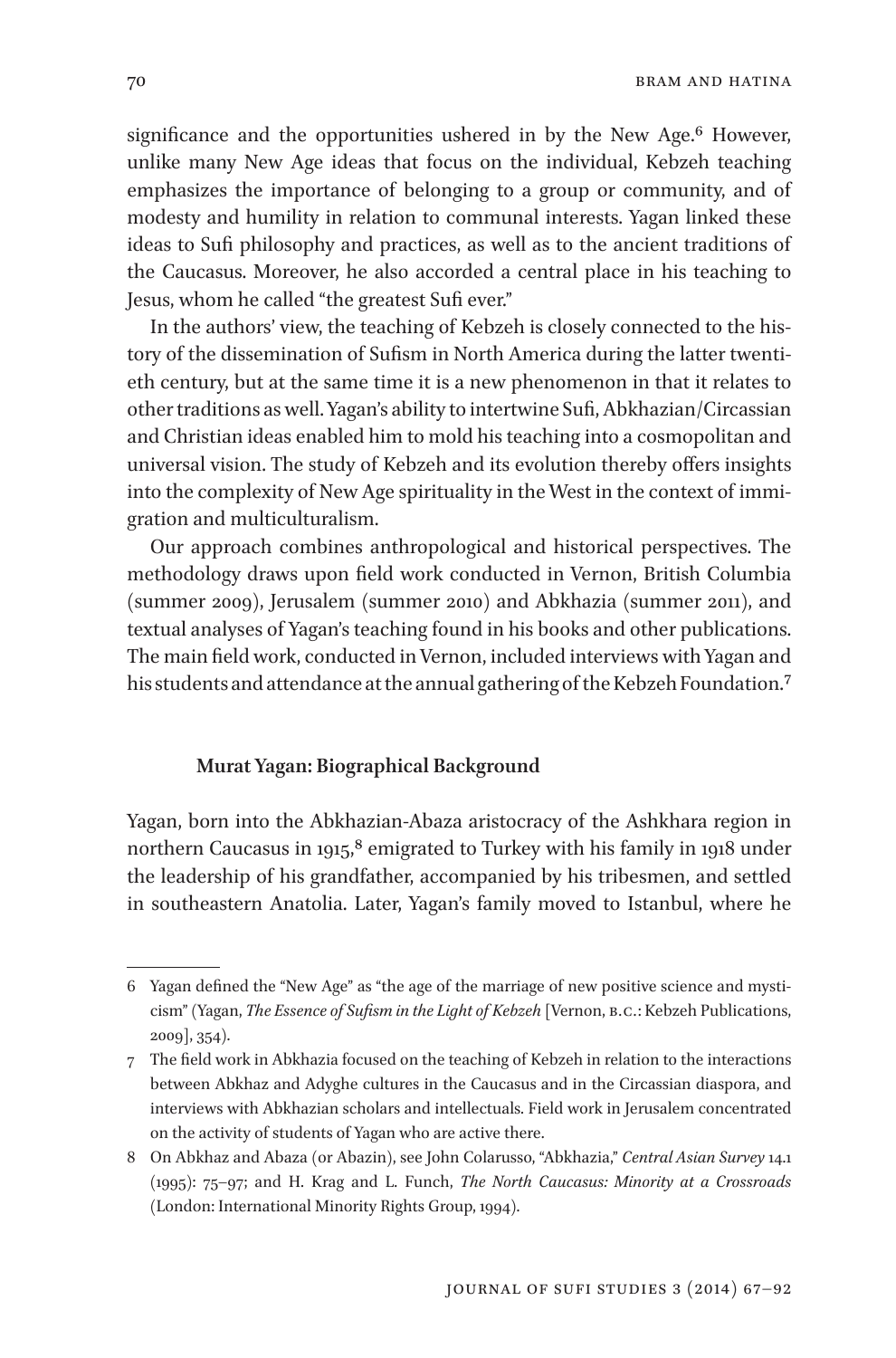significance and the opportunities ushered in by the New Age.[6] However, unlike many New Age ideas that focus on the individual, Kebzeh teaching emphasizes the importance of belonging to a group or community, and of modesty and humility in relation to communal interests. Yagan linked these ideas to Sufi philosophy and practices, as well as to the ancient traditions of the Caucasus. Moreover, he also accorded a central place in his teaching to Jesus, whom he called "the greatest Sufi ever."

In the authors' view, the teaching of Kebzeh is closely connected to the history of the dissemination of Sufism in North America during the latter twentieth century, but at the same time it is a new phenomenon in that it relates to other traditions as well. Yagan's ability to intertwine Sufi, Abkhazian/Circassian and Christian ideas enabled him to mold his teaching into a cosmopolitan and universal vision. The study of Kebzeh and its evolution thereby offers insights into the complexity of New Age spirituality in the West in the context of immigration and multiculturalism.

Our approach combines anthropological and historical perspectives. The methodology draws upon field work conducted in Vernon, British Columbia (summer 2009), Jerusalem (summer 2010) and Abkhazia (summer 2011), and textual analyses of Yagan's teaching found in his books and other publications. The main field work, conducted in Vernon, included interviews with Yagan and his students and attendance at the annual gathering of the Kebzeh Foundation.[7]

## Murat Yagan: Biographical Background

Yagan, born into the Abkhazian-Abaza aristocracy of the Ashkhara region in northern Caucasus in 1915,[8] emigrated to Turkey with his family in 1918 under the leadership of his grandfather, accompanied by his tribesmen, and settled in southeastern Anatolia. Later, Yagan's family moved to Istanbul, where he

---

6 Yagan defined the "New Age" as "the age of the marriage of new positive science and mysticism" (Yagan, *The Essence of Sufism in the Light of Kebzeh* [Vernon, B.C.: Kebzeh Publications, 2009], 354).

7 The field work in Abkhazia focused on the teaching of Kebzeh in relation to the interactions between Abkhaz and Adyghe cultures in the Caucasus and in the Circassian diaspora, and interviews with Abkhazian scholars and intellectuals. Field work in Jerusalem concentrated on the activity of students of Yagan who are active there.

8 On Abkhaz and Abaza (or Abazin), see John Colarusso, "Abkhazia," *Central Asian Survey* 14.1 (1995): 75–97; and H. Krag and L. Funch, *The North Caucasus: Minority at a Crossroads* (London: International Minority Rights Group, 1994).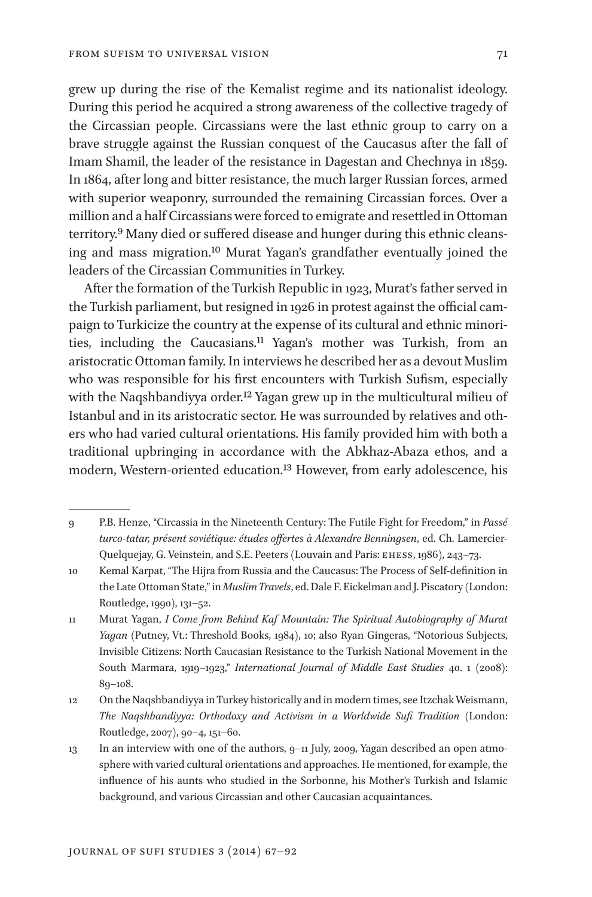grew up during the rise of the Kemalist regime and its nationalist ideology. During this period he acquired a strong awareness of the collective tragedy of the Circassian people. Circassians were the last ethnic group to carry on a brave struggle against the Russian conquest of the Caucasus after the fall of Imam Shamil, the leader of the resistance in Dagestan and Chechnya in 1859. In 1864, after long and bitter resistance, the much larger Russian forces, armed with superior weaponry, surrounded the remaining Circassian forces. Over a million and a half Circassians were forced to emigrate and resettled in Ottoman territory.[9] Many died or suffered disease and hunger during this ethnic cleansing and mass migration.[10] Murat Yagan's grandfather eventually joined the leaders of the Circassian Communities in Turkey.

After the formation of the Turkish Republic in 1923, Murat's father served in the Turkish parliament, but resigned in 1926 in protest against the official campaign to Turkicize the country at the expense of its cultural and ethnic minorities, including the Caucasians.[11] Yagan's mother was Turkish, from an aristocratic Ottoman family. In interviews he described her as a devout Muslim who was responsible for his first encounters with Turkish Sufism, especially with the Naqshbandiyya order.[12] Yagan grew up in the multicultural milieu of Istanbul and in its aristocratic sector. He was surrounded by relatives and others who had varied cultural orientations. His family provided him with both a traditional upbringing in accordance with the Abkhaz-Abaza ethos, and a modern, Western-oriented education.[13] However, from early adolescence, his

---

9 P.B. Henze, "Circassia in the Nineteenth Century: The Futile Fight for Freedom," in *Passé turco-tatar, présent soviétique: études offertes à Alexandre Benningsen*, ed. Ch. Lamercier-Quelquejay, G. Veinstein, and S.E. Peeters (Louvain and Paris: EHESS, 1986), 243–73.

10 Kemal Karpat, "The Hijra from Russia and the Caucasus: The Process of Self-definition in the Late Ottoman State," in *Muslim Travels*, ed. Dale F. Eickelman and J. Piscatory (London: Routledge, 1990), 131–52.

11 Murat Yagan, *I Come from Behind Kaf Mountain: The Spiritual Autobiography of Murat Yagan* (Putney, Vt.: Threshold Books, 1984), 10; also Ryan Gingeras, "Notorious Subjects, Invisible Citizens: North Caucasian Resistance to the Turkish National Movement in the South Marmara, 1919–1923," *International Journal of Middle East Studies* 40. 1 (2008): 89–108.

12 On the Naqshbandiyya in Turkey historically and in modern times, see Itzchak Weismann, *The Naqshbandiyya: Orthodoxy and Activism in a Worldwide Sufi Tradition* (London: Routledge, 2007), 90–4, 151–60.

13 In an interview with one of the authors, 9–11 July, 2009, Yagan described an open atmosphere with varied cultural orientations and approaches. He mentioned, for example, the influence of his aunts who studied in the Sorbonne, his Mother's Turkish and Islamic background, and various Circassian and other Caucasian acquaintances.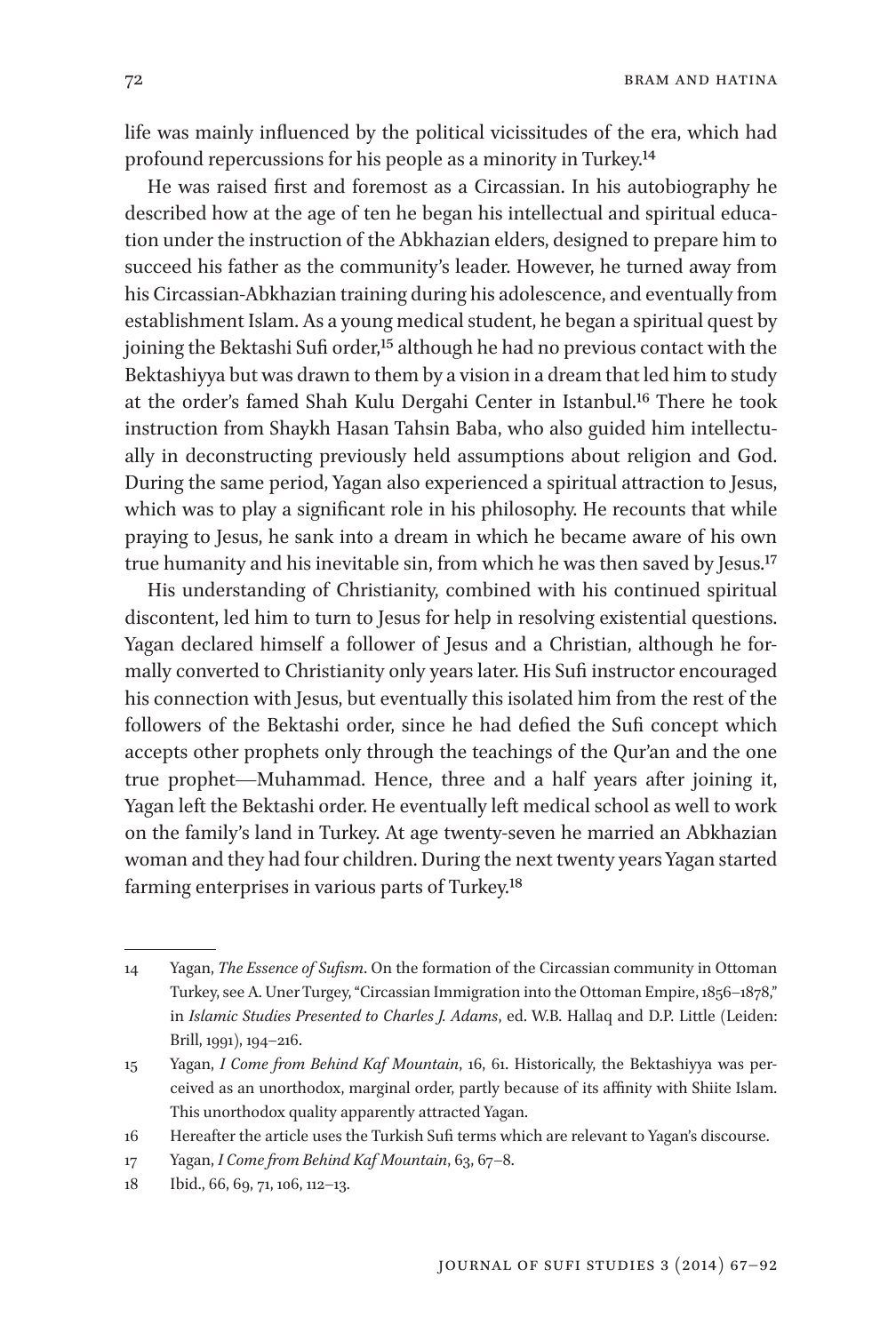life was mainly influenced by the political vicissitudes of the era, which had profound repercussions for his people as a minority in Turkey.[14]

He was raised first and foremost as a Circassian. In his autobiography he described how at the age of ten he began his intellectual and spiritual education under the instruction of the Abkhazian elders, designed to prepare him to succeed his father as the community's leader. However, he turned away from his Circassian-Abkhazian training during his adolescence, and eventually from establishment Islam. As a young medical student, he began a spiritual quest by joining the Bektashi Sufi order,[15] although he had no previous contact with the Bektashiyya but was drawn to them by a vision in a dream that led him to study at the order's famed Shah Kulu Dergahi Center in Istanbul.[16] There he took instruction from Shaykh Hasan Tahsin Baba, who also guided him intellectually in deconstructing previously held assumptions about religion and God. During the same period, Yagan also experienced a spiritual attraction to Jesus, which was to play a significant role in his philosophy. He recounts that while praying to Jesus, he sank into a dream in which he became aware of his own true humanity and his inevitable sin, from which he was then saved by Jesus.[17]

His understanding of Christianity, combined with his continued spiritual discontent, led him to turn to Jesus for help in resolving existential questions. Yagan declared himself a follower of Jesus and a Christian, although he formally converted to Christianity only years later. His Sufi instructor encouraged his connection with Jesus, but eventually this isolated him from the rest of the followers of the Bektashi order, since he had defied the Sufi concept which accepts other prophets only through the teachings of the Qur'an and the one true prophet—Muhammad. Hence, three and a half years after joining it, Yagan left the Bektashi order. He eventually left medical school as well to work on the family's land in Turkey. At age twenty-seven he married an Abkhazian woman and they had four children. During the next twenty years Yagan started farming enterprises in various parts of Turkey.[18]

---

14 Yagan, *The Essence of Sufism*. On the formation of the Circassian community in Ottoman Turkey, see A. Uner Turgey, "Circassian Immigration into the Ottoman Empire, 1856–1878," in *Islamic Studies Presented to Charles J. Adams*, ed. W.B. Hallaq and D.P. Little (Leiden: Brill, 1991), 194–216.

15 Yagan, *I Come from Behind Kaf Mountain*, 16, 61. Historically, the Bektashiyya was perceived as an unorthodox, marginal order, partly because of its affinity with Shiite Islam. This unorthodox quality apparently attracted Yagan.

16 Hereafter the article uses the Turkish Sufi terms which are relevant to Yagan's discourse.

17 Yagan, *I Come from Behind Kaf Mountain*, 63, 67–8.

18 Ibid., 66, 69, 71, 106, 112–13.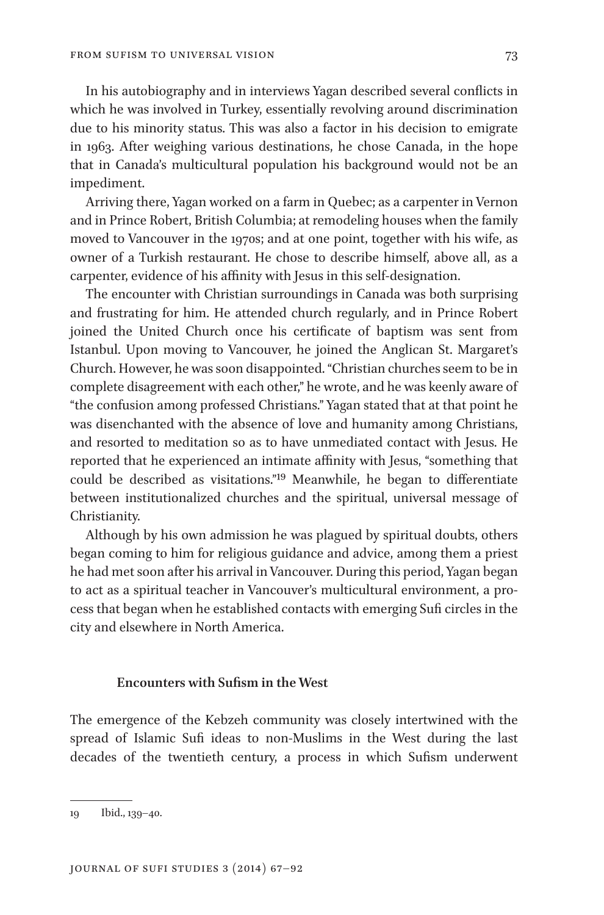In his autobiography and in interviews Yagan described several conflicts in which he was involved in Turkey, essentially revolving around discrimination due to his minority status. This was also a factor in his decision to emigrate in 1963. After weighing various destinations, he chose Canada, in the hope that in Canada's multicultural population his background would not be an impediment.

Arriving there, Yagan worked on a farm in Quebec; as a carpenter in Vernon and in Prince Robert, British Columbia; at remodeling houses when the family moved to Vancouver in the 1970s; and at one point, together with his wife, as owner of a Turkish restaurant. He chose to describe himself, above all, as a carpenter, evidence of his affinity with Jesus in this self-designation.

The encounter with Christian surroundings in Canada was both surprising and frustrating for him. He attended church regularly, and in Prince Robert joined the United Church once his certificate of baptism was sent from Istanbul. Upon moving to Vancouver, he joined the Anglican St. Margaret's Church. However, he was soon disappointed. "Christian churches seem to be in complete disagreement with each other," he wrote, and he was keenly aware of "the confusion among professed Christians." Yagan stated that at that point he was disenchanted with the absence of love and humanity among Christians, and resorted to meditation so as to have unmediated contact with Jesus. He reported that he experienced an intimate affinity with Jesus, "something that could be described as visitations."[19] Meanwhile, he began to differentiate between institutionalized churches and the spiritual, universal message of Christianity.

Although by his own admission he was plagued by spiritual doubts, others began coming to him for religious guidance and advice, among them a priest he had met soon after his arrival in Vancouver. During this period, Yagan began to act as a spiritual teacher in Vancouver's multicultural environment, a process that began when he established contacts with emerging Sufi circles in the city and elsewhere in North America.

### Encounters with Sufism in the West

The emergence of the Kebzeh community was closely intertwined with the spread of Islamic Sufi ideas to non-Muslims in the West during the last decades of the twentieth century, a process in which Sufism underwent

---

19 Ibid., 139–40.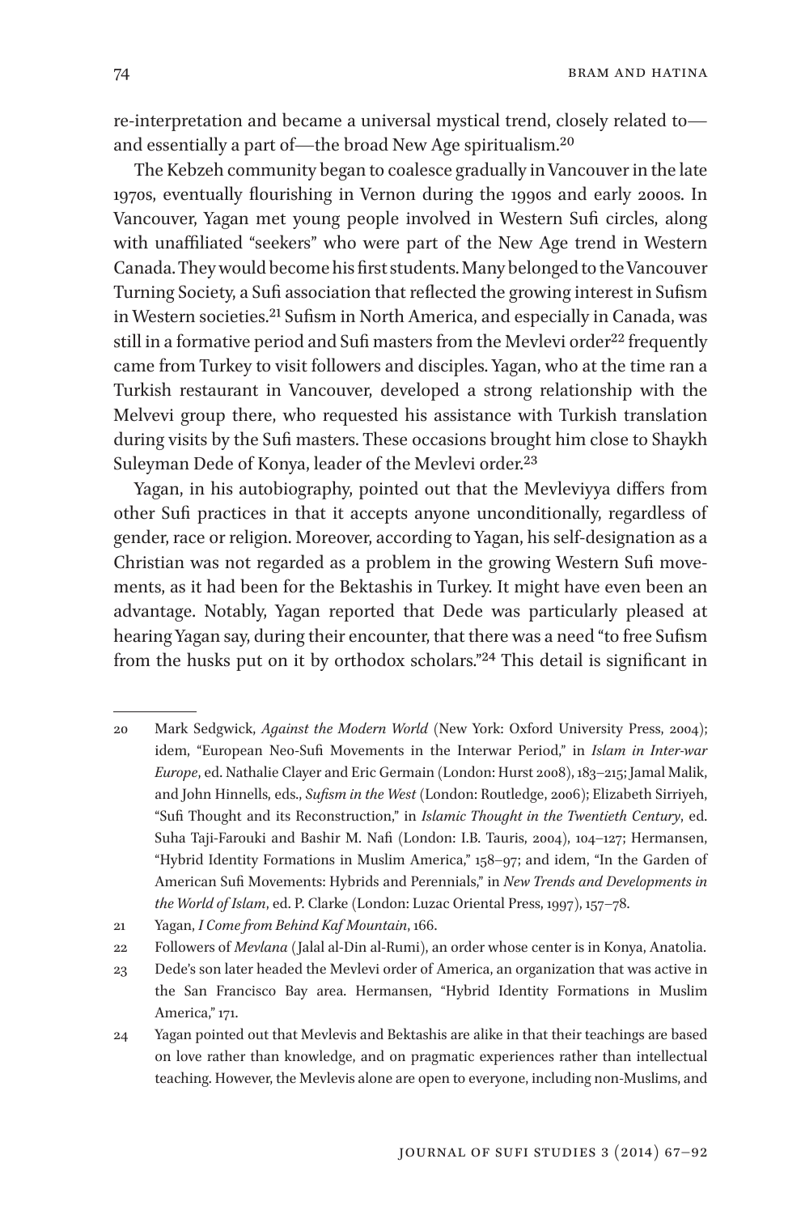re-interpretation and became a universal mystical trend, closely related to—and essentially a part of—the broad New Age spiritualism.[20]

The Kebzeh community began to coalesce gradually in Vancouver in the late 1970s, eventually flourishing in Vernon during the 1990s and early 2000s. In Vancouver, Yagan met young people involved in Western Sufi circles, along with unaffiliated "seekers" who were part of the New Age trend in Western Canada. They would become his first students. Many belonged to the Vancouver Turning Society, a Sufi association that reflected the growing interest in Sufism in Western societies.[21] Sufism in North America, and especially in Canada, was still in a formative period and Sufi masters from the Mevlevi order[22] frequently came from Turkey to visit followers and disciples. Yagan, who at the time ran a Turkish restaurant in Vancouver, developed a strong relationship with the Melvevi group there, who requested his assistance with Turkish translation during visits by the Sufi masters. These occasions brought him close to Shaykh Suleyman Dede of Konya, leader of the Mevlevi order.[23]

Yagan, in his autobiography, pointed out that the Mevleviyya differs from other Sufi practices in that it accepts anyone unconditionally, regardless of gender, race or religion. Moreover, according to Yagan, his self-designation as a Christian was not regarded as a problem in the growing Western Sufi movements, as it had been for the Bektashis in Turkey. It might have even been an advantage. Notably, Yagan reported that Dede was particularly pleased at hearing Yagan say, during their encounter, that there was a need "to free Sufism from the husks put on it by orthodox scholars."[24] This detail is significant in

---

20 Mark Sedgwick, *Against the Modern World* (New York: Oxford University Press, 2004); idem, "European Neo-Sufi Movements in the Interwar Period," in *Islam in Inter-war Europe*, ed. Nathalie Clayer and Eric Germain (London: Hurst 2008), 183–215; Jamal Malik, and John Hinnells, eds., *Sufism in the West* (London: Routledge, 2006); Elizabeth Sirriyeh, "Sufi Thought and its Reconstruction," in *Islamic Thought in the Twentieth Century*, ed. Suha Taji-Farouki and Bashir M. Nafi (London: I.B. Tauris, 2004), 104–127; Hermansen, "Hybrid Identity Formations in Muslim America," 158–97; and idem, "In the Garden of American Sufi Movements: Hybrids and Perennials," in *New Trends and Developments in the World of Islam*, ed. P. Clarke (London: Luzac Oriental Press, 1997), 157–78.

21 Yagan, *I Come from Behind Kaf Mountain*, 166.

22 Followers of *Mevlana* (Jalal al-Din al-Rumi), an order whose center is in Konya, Anatolia.

23 Dede's son later headed the Mevlevi order of America, an organization that was active in the San Francisco Bay area. Hermansen, "Hybrid Identity Formations in Muslim America," 171.

24 Yagan pointed out that Mevlevis and Bektashis are alike in that their teachings are based on love rather than knowledge, and on pragmatic experiences rather than intellectual teaching. However, the Mevlevis alone are open to everyone, including non-Muslims, and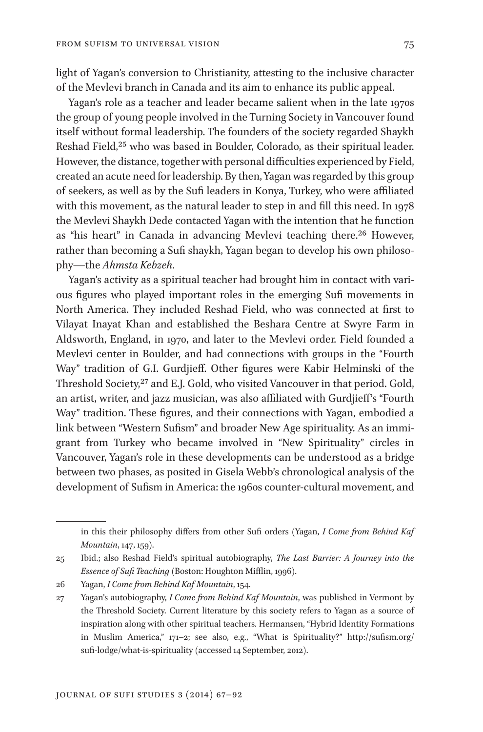light of Yagan's conversion to Christianity, attesting to the inclusive character of the Mevlevi branch in Canada and its aim to enhance its public appeal.

Yagan's role as a teacher and leader became salient when in the late 1970s the group of young people involved in the Turning Society in Vancouver found itself without formal leadership. The founders of the society regarded Shaykh Reshad Field,[25] who was based in Boulder, Colorado, as their spiritual leader. However, the distance, together with personal difficulties experienced by Field, created an acute need for leadership. By then, Yagan was regarded by this group of seekers, as well as by the Sufi leaders in Konya, Turkey, who were affiliated with this movement, as the natural leader to step in and fill this need. In 1978 the Mevlevi Shaykh Dede contacted Yagan with the intention that he function as "his heart" in Canada in advancing Mevlevi teaching there.[26] However, rather than becoming a Sufi shaykh, Yagan began to develop his own philosophy—the *Ahmsta Kebzeh*.

Yagan's activity as a spiritual teacher had brought him in contact with various figures who played important roles in the emerging Sufi movements in North America. They included Reshad Field, who was connected at first to Vilayat Inayat Khan and established the Beshara Centre at Swyre Farm in Aldsworth, England, in 1970, and later to the Mevlevi order. Field founded a Mevlevi center in Boulder, and had connections with groups in the "Fourth Way" tradition of G.I. Gurdjieff. Other figures were Kabir Helminski of the Threshold Society,[27] and E.J. Gold, who visited Vancouver in that period. Gold, an artist, writer, and jazz musician, was also affiliated with Gurdjieff's "Fourth Way" tradition. These figures, and their connections with Yagan, embodied a link between "Western Sufism" and broader New Age spirituality. As an immigrant from Turkey who became involved in "New Spirituality" circles in Vancouver, Yagan's role in these developments can be understood as a bridge between two phases, as posited in Gisela Webb's chronological analysis of the development of Sufism in America: the 1960s counter-cultural movement, and

---

in this their philosophy differs from other Sufi orders (Yagan, *I Come from Behind Kaf Mountain*, 147, 159).

25 Ibid.; also Reshad Field's spiritual autobiography, *The Last Barrier: A Journey into the Essence of Sufi Teaching* (Boston: Houghton Mifflin, 1996).

26 Yagan, *I Come from Behind Kaf Mountain*, 154.

27 Yagan's autobiography, *I Come from Behind Kaf Mountain*, was published in Vermont by the Threshold Society. Current literature by this society refers to Yagan as a source of inspiration along with other spiritual teachers. Hermansen, "Hybrid Identity Formations in Muslim America," 171–2; see also, e.g., "What is Spirituality?" http://sufism.org/sufi-lodge/what-is-spirituality (accessed 14 September, 2012).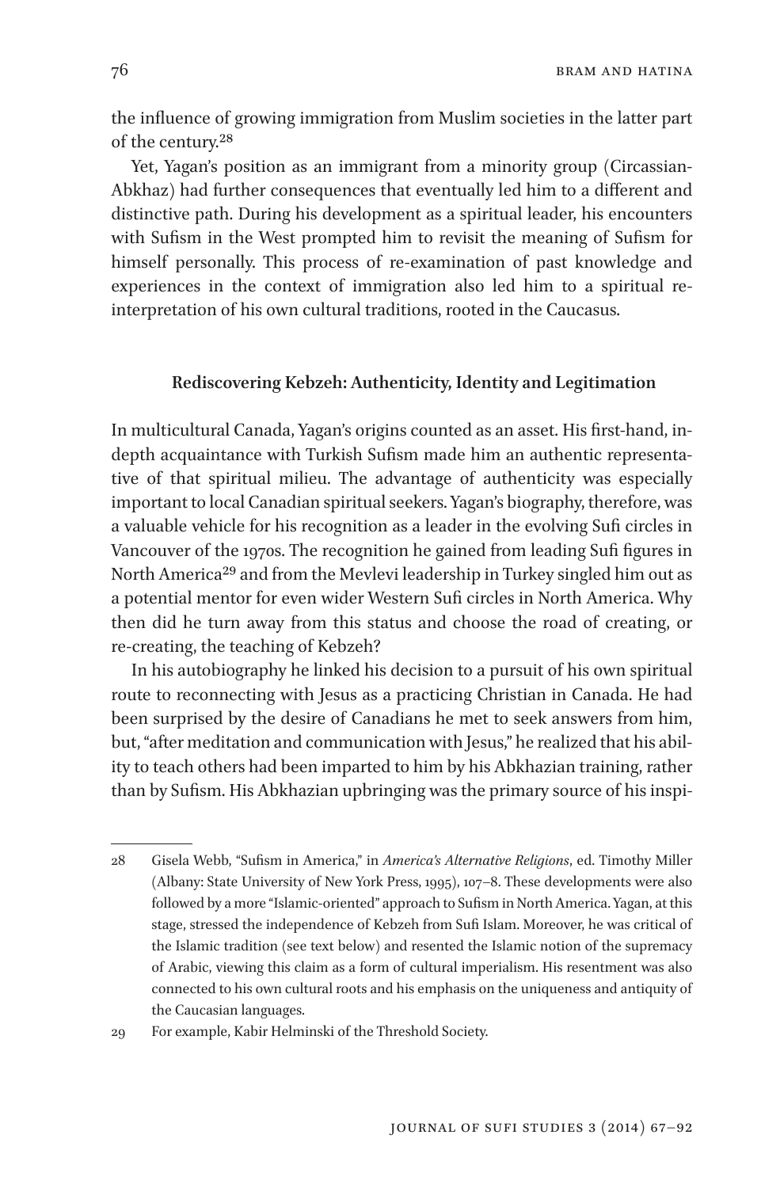the influence of growing immigration from Muslim societies in the latter part of the century.[28]

Yet, Yagan's position as an immigrant from a minority group (Circassian-Abkhaz) had further consequences that eventually led him to a different and distinctive path. During his development as a spiritual leader, his encounters with Sufism in the West prompted him to revisit the meaning of Sufism for himself personally. This process of re-examination of past knowledge and experiences in the context of immigration also led him to a spiritual re-interpretation of his own cultural traditions, rooted in the Caucasus.

### Rediscovering Kebzeh: Authenticity, Identity and Legitimation

In multicultural Canada, Yagan's origins counted as an asset. His first-hand, in-depth acquaintance with Turkish Sufism made him an authentic representative of that spiritual milieu. The advantage of authenticity was especially important to local Canadian spiritual seekers. Yagan's biography, therefore, was a valuable vehicle for his recognition as a leader in the evolving Sufi circles in Vancouver of the 1970s. The recognition he gained from leading Sufi figures in North America[29] and from the Mevlevi leadership in Turkey singled him out as a potential mentor for even wider Western Sufi circles in North America. Why then did he turn away from this status and choose the road of creating, or re-creating, the teaching of Kebzeh?

In his autobiography he linked his decision to a pursuit of his own spiritual route to reconnecting with Jesus as a practicing Christian in Canada. He had been surprised by the desire of Canadians he met to seek answers from him, but, "after meditation and communication with Jesus," he realized that his ability to teach others had been imparted to him by his Abkhazian training, rather than by Sufism. His Abkhazian upbringing was the primary source of his inspi-

---

28 Gisela Webb, "Sufism in America," in *America's Alternative Religions*, ed. Timothy Miller (Albany: State University of New York Press, 1995), 107–8. These developments were also followed by a more "Islamic-oriented" approach to Sufism in North America. Yagan, at this stage, stressed the independence of Kebzeh from Sufi Islam. Moreover, he was critical of the Islamic tradition (see text below) and resented the Islamic notion of the supremacy of Arabic, viewing this claim as a form of cultural imperialism. His resentment was also connected to his own cultural roots and his emphasis on the uniqueness and antiquity of the Caucasian languages.

29 For example, Kabir Helminski of the Threshold Society.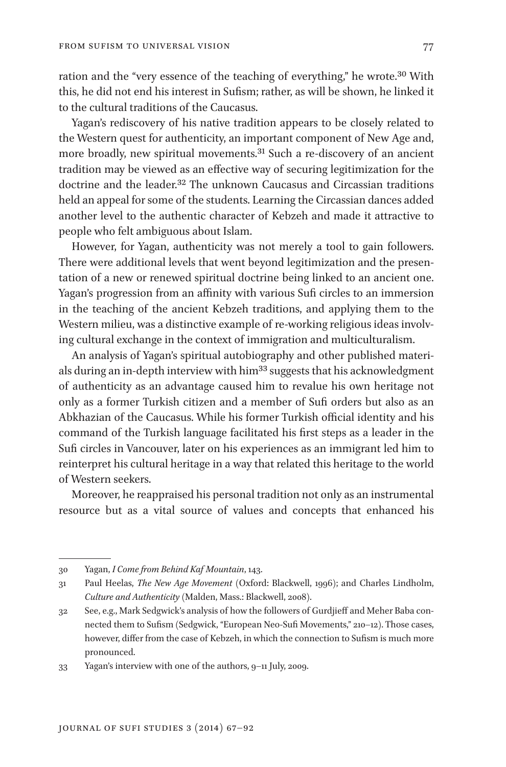ration and the "very essence of the teaching of everything," he wrote.[30] With this, he did not end his interest in Sufism; rather, as will be shown, he linked it to the cultural traditions of the Caucasus.

Yagan's rediscovery of his native tradition appears to be closely related to the Western quest for authenticity, an important component of New Age and, more broadly, new spiritual movements.[31] Such a re-discovery of an ancient tradition may be viewed as an effective way of securing legitimization for the doctrine and the leader.[32] The unknown Caucasus and Circassian traditions held an appeal for some of the students. Learning the Circassian dances added another level to the authentic character of Kebzeh and made it attractive to people who felt ambiguous about Islam.

However, for Yagan, authenticity was not merely a tool to gain followers. There were additional levels that went beyond legitimization and the presentation of a new or renewed spiritual doctrine being linked to an ancient one. Yagan's progression from an affinity with various Sufi circles to an immersion in the teaching of the ancient Kebzeh traditions, and applying them to the Western milieu, was a distinctive example of re-working religious ideas involving cultural exchange in the context of immigration and multiculturalism.

An analysis of Yagan's spiritual autobiography and other published materials during an in-depth interview with him[33] suggests that his acknowledgment of authenticity as an advantage caused him to revalue his own heritage not only as a former Turkish citizen and a member of Sufi orders but also as an Abkhazian of the Caucasus. While his former Turkish official identity and his command of the Turkish language facilitated his first steps as a leader in the Sufi circles in Vancouver, later on his experiences as an immigrant led him to reinterpret his cultural heritage in a way that related this heritage to the world of Western seekers.

Moreover, he reappraised his personal tradition not only as an instrumental resource but as a vital source of values and concepts that enhanced his

---

30 Yagan, *I Come from Behind Kaf Mountain*, 143.

31 Paul Heelas, *The New Age Movement* (Oxford: Blackwell, 1996); and Charles Lindholm, *Culture and Authenticity* (Malden, Mass.: Blackwell, 2008).

32 See, e.g., Mark Sedgwick's analysis of how the followers of Gurdjieff and Meher Baba connected them to Sufism (Sedgwick, "European Neo-Sufi Movements," 210–12). Those cases, however, differ from the case of Kebzeh, in which the connection to Sufism is much more pronounced.

33 Yagan's interview with one of the authors, 9–11 July, 2009.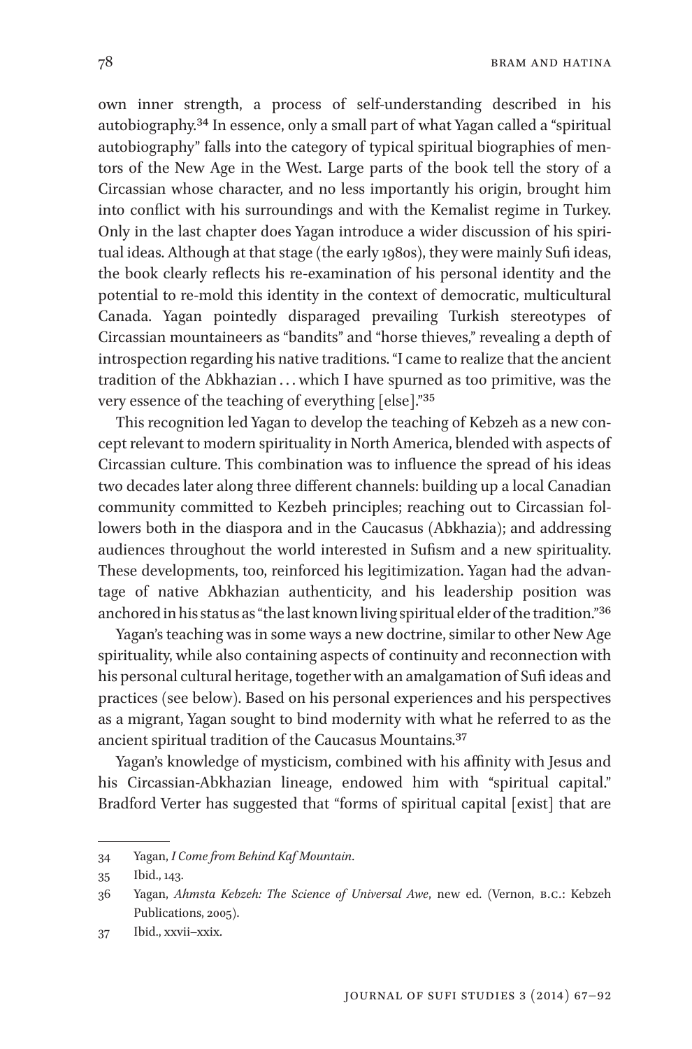own inner strength, a process of self-understanding described in his autobiography.[34] In essence, only a small part of what Yagan called a "spiritual autobiography" falls into the category of typical spiritual biographies of mentors of the New Age in the West. Large parts of the book tell the story of a Circassian whose character, and no less importantly his origin, brought him into conflict with his surroundings and with the Kemalist regime in Turkey. Only in the last chapter does Yagan introduce a wider discussion of his spiritual ideas. Although at that stage (the early 1980s), they were mainly Sufi ideas, the book clearly reflects his re-examination of his personal identity and the potential to re-mold this identity in the context of democratic, multicultural Canada. Yagan pointedly disparaged prevailing Turkish stereotypes of Circassian mountaineers as "bandits" and "horse thieves," revealing a depth of introspection regarding his native traditions. "I came to realize that the ancient tradition of the Abkhazian ... which I have spurned as too primitive, was the very essence of the teaching of everything [else]."[35]

This recognition led Yagan to develop the teaching of Kebzeh as a new concept relevant to modern spirituality in North America, blended with aspects of Circassian culture. This combination was to influence the spread of his ideas two decades later along three different channels: building up a local Canadian community committed to Kezbeh principles; reaching out to Circassian followers both in the diaspora and in the Caucasus (Abkhazia); and addressing audiences throughout the world interested in Sufism and a new spirituality. These developments, too, reinforced his legitimization. Yagan had the advantage of native Abkhazian authenticity, and his leadership position was anchored in his status as "the last known living spiritual elder of the tradition."[36]

Yagan's teaching was in some ways a new doctrine, similar to other New Age spirituality, while also containing aspects of continuity and reconnection with his personal cultural heritage, together with an amalgamation of Sufi ideas and practices (see below). Based on his personal experiences and his perspectives as a migrant, Yagan sought to bind modernity with what he referred to as the ancient spiritual tradition of the Caucasus Mountains.[37]

Yagan's knowledge of mysticism, combined with his affinity with Jesus and his Circassian-Abkhazian lineage, endowed him with "spiritual capital." Bradford Verter has suggested that "forms of spiritual capital [exist] that are

---

34 Yagan, *I Come from Behind Kaf Mountain*.

35 Ibid., 143.

36 Yagan, *Ahmsta Kebzeh: The Science of Universal Awe*, new ed. (Vernon, B.C.: Kebzeh Publications, 2005).

37 Ibid., xxvii–xxix.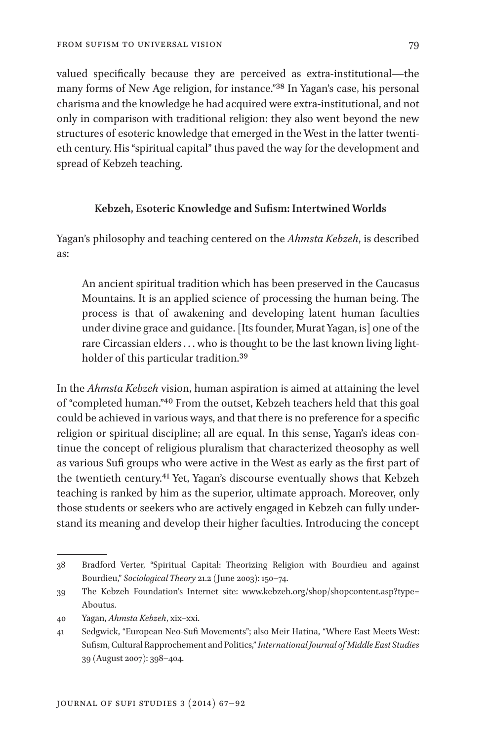valued specifically because they are perceived as extra-institutional—the many forms of New Age religion, for instance."[38] In Yagan's case, his personal charisma and the knowledge he had acquired were extra-institutional, and not only in comparison with traditional religion: they also went beyond the new structures of esoteric knowledge that emerged in the West in the latter twentieth century. His "spiritual capital" thus paved the way for the development and spread of Kebzeh teaching.

### Kebzeh, Esoteric Knowledge and Sufism: Intertwined Worlds

Yagan's philosophy and teaching centered on the *Ahmsta Kebzeh*, is described as:

> An ancient spiritual tradition which has been preserved in the Caucasus Mountains. It is an applied science of processing the human being. The process is that of awakening and developing latent human faculties under divine grace and guidance. [Its founder, Murat Yagan, is] one of the rare Circassian elders ... who is thought to be the last known living light-holder of this particular tradition.[39]

In the *Ahmsta Kebzeh* vision, human aspiration is aimed at attaining the level of "completed human."[40] From the outset, Kebzeh teachers held that this goal could be achieved in various ways, and that there is no preference for a specific religion or spiritual discipline; all are equal. In this sense, Yagan's ideas continue the concept of religious pluralism that characterized theosophy as well as various Sufi groups who were active in the West as early as the first part of the twentieth century.[41] Yet, Yagan's discourse eventually shows that Kebzeh teaching is ranked by him as the superior, ultimate approach. Moreover, only those students or seekers who are actively engaged in Kebzeh can fully understand its meaning and develop their higher faculties. Introducing the concept

---

38 Bradford Verter, "Spiritual Capital: Theorizing Religion with Bourdieu and against Bourdieu," *Sociological Theory* 21.2 (June 2003): 150–74.

39 The Kebzeh Foundation's Internet site: www.kebzeh.org/shop/shopcontent.asp?type=Aboutus.

40 Yagan, *Ahmsta Kebzeh*, xix–xxi.

41 Sedgwick, "European Neo-Sufi Movements"; also Meir Hatina, "Where East Meets West: Sufism, Cultural Rapprochement and Politics," *International Journal of Middle East Studies* 39 (August 2007): 398–404.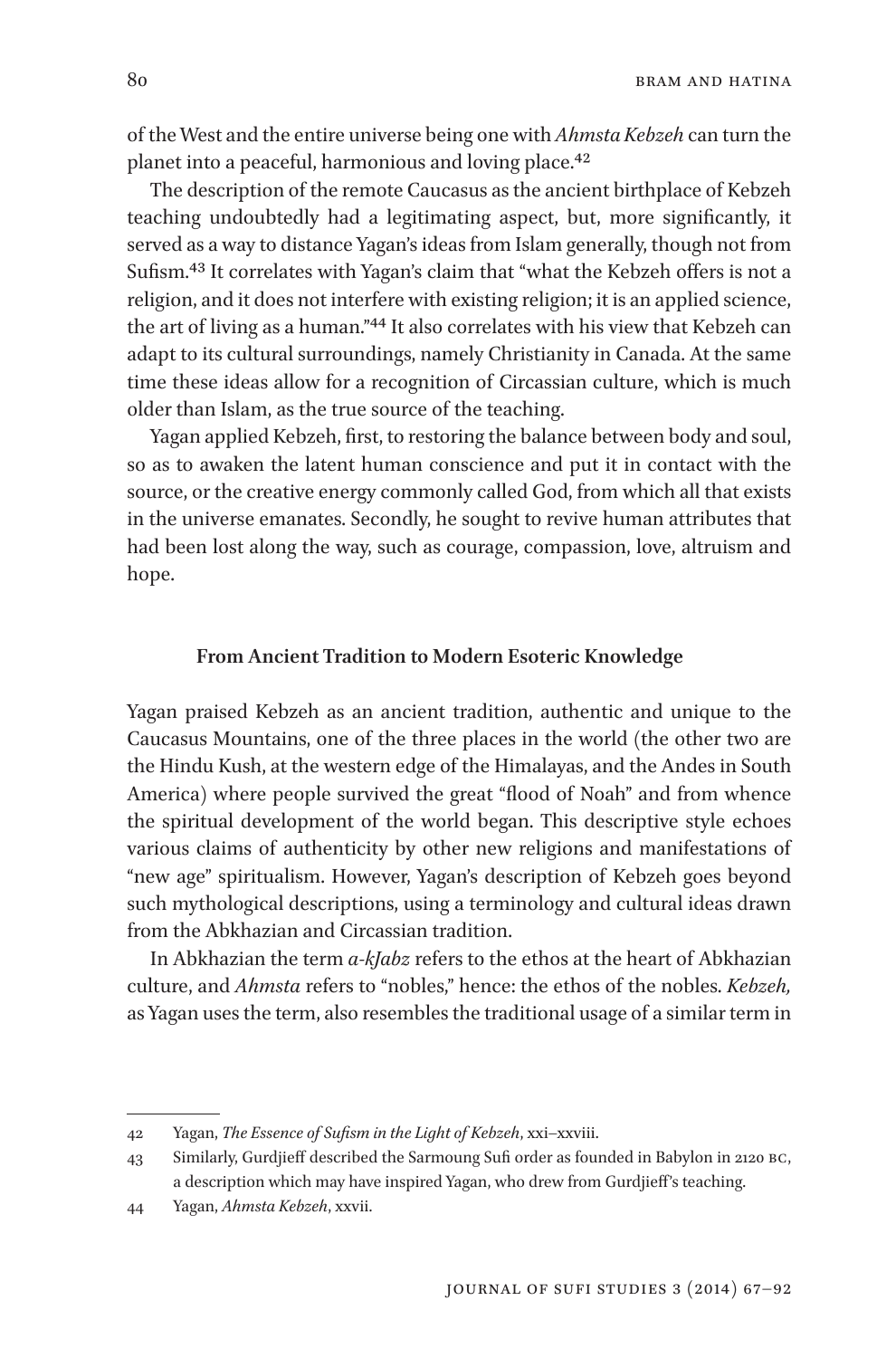of the West and the entire universe being one with *Ahmsta Kebzeh* can turn the planet into a peaceful, harmonious and loving place.[42]

The description of the remote Caucasus as the ancient birthplace of Kebzeh teaching undoubtedly had a legitimating aspect, but, more significantly, it served as a way to distance Yagan's ideas from Islam generally, though not from Sufism.[43] It correlates with Yagan's claim that "what the Kebzeh offers is not a religion, and it does not interfere with existing religion; it is an applied science, the art of living as a human."[44] It also correlates with his view that Kebzeh can adapt to its cultural surroundings, namely Christianity in Canada. At the same time these ideas allow for a recognition of Circassian culture, which is much older than Islam, as the true source of the teaching.

Yagan applied Kebzeh, first, to restoring the balance between body and soul, so as to awaken the latent human conscience and put it in contact with the source, or the creative energy commonly called God, from which all that exists in the universe emanates. Secondly, he sought to revive human attributes that had been lost along the way, such as courage, compassion, love, altruism and hope.

## From Ancient Tradition to Modern Esoteric Knowledge

Yagan praised Kebzeh as an ancient tradition, authentic and unique to the Caucasus Mountains, one of the three places in the world (the other two are the Hindu Kush, at the western edge of the Himalayas, and the Andes in South America) where people survived the great "flood of Noah" and from whence the spiritual development of the world began. This descriptive style echoes various claims of authenticity by other new religions and manifestations of "new age" spiritualism. However, Yagan's description of Kebzeh goes beyond such mythological descriptions, using a terminology and cultural ideas drawn from the Abkhazian and Circassian tradition.

In Abkhazian the term *a-kJabz* refers to the ethos at the heart of Abkhazian culture, and *Ahmsta* refers to "nobles," hence: the ethos of the nobles. *Kebzeh,* as Yagan uses the term, also resembles the traditional usage of a similar term in

---

42 Yagan, *The Essence of Sufism in the Light of Kebzeh*, xxi–xxviii.

43 Similarly, Gurdjieff described the Sarmoung Sufi order as founded in Babylon in 2120 BC, a description which may have inspired Yagan, who drew from Gurdjieff's teaching.

44 Yagan, *Ahmsta Kebzeh*, xxvii.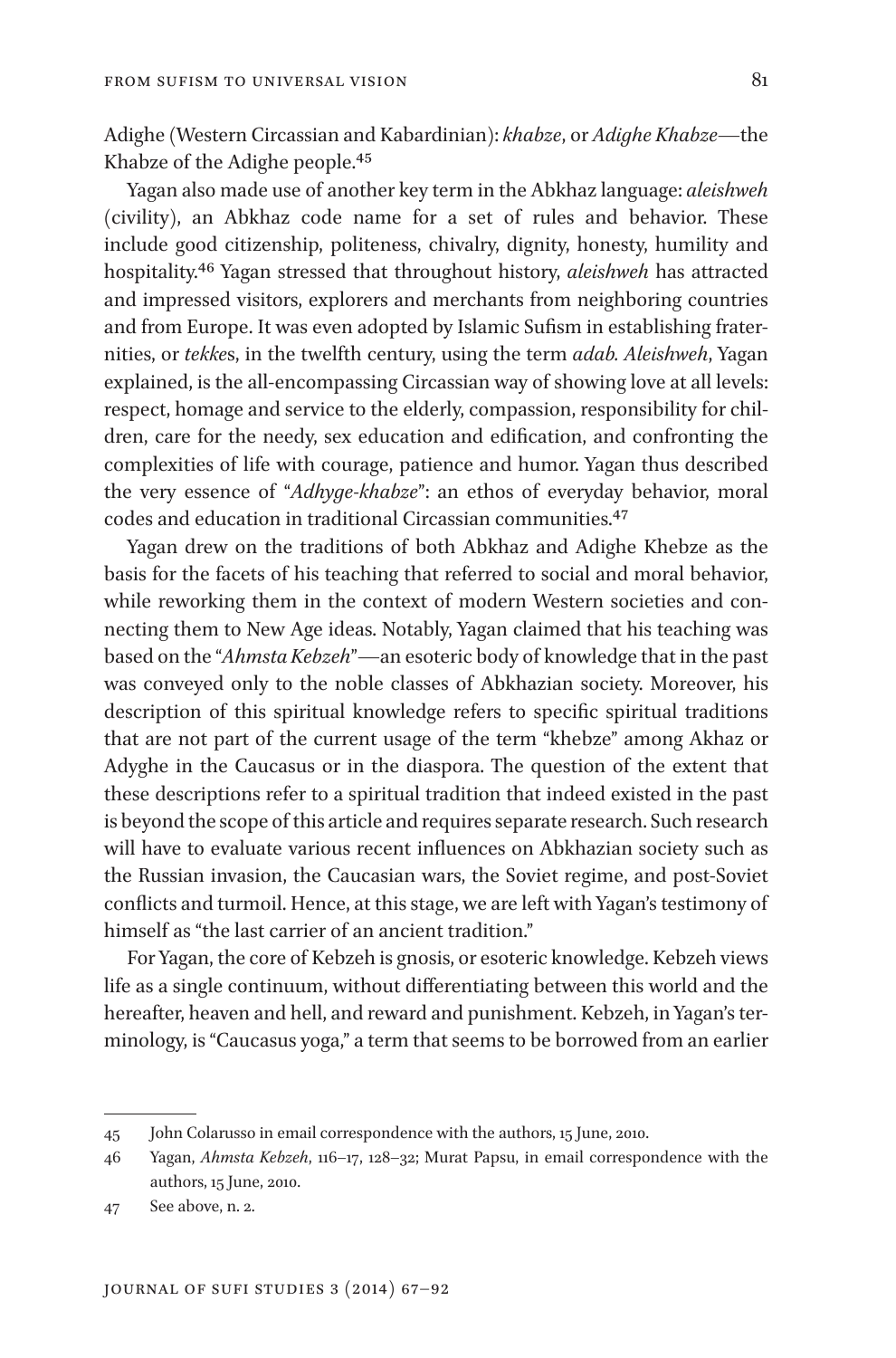Adighe (Western Circassian and Kabardinian): *khabze*, or *Adighe Khabze*—the Khabze of the Adighe people.[45]

Yagan also made use of another key term in the Abkhaz language: *aleishweh* (civility), an Abkhaz code name for a set of rules and behavior. These include good citizenship, politeness, chivalry, dignity, honesty, humility and hospitality.[46] Yagan stressed that throughout history, *aleishweh* has attracted and impressed visitors, explorers and merchants from neighboring countries and from Europe. It was even adopted by Islamic Sufism in establishing fraternities, or *tekke*s, in the twelfth century, using the term *adab. Aleishweh*, Yagan explained, is the all-encompassing Circassian way of showing love at all levels: respect, homage and service to the elderly, compassion, responsibility for children, care for the needy, sex education and edification, and confronting the complexities of life with courage, patience and humor. Yagan thus described the very essence of "*Adhyge-khabze*": an ethos of everyday behavior, moral codes and education in traditional Circassian communities.[47]

Yagan drew on the traditions of both Abkhaz and Adighe Khebze as the basis for the facets of his teaching that referred to social and moral behavior, while reworking them in the context of modern Western societies and connecting them to New Age ideas. Notably, Yagan claimed that his teaching was based on the "*Ahmsta Kebzeh*"—an esoteric body of knowledge that in the past was conveyed only to the noble classes of Abkhazian society. Moreover, his description of this spiritual knowledge refers to specific spiritual traditions that are not part of the current usage of the term "khebze" among Akhaz or Adyghe in the Caucasus or in the diaspora. The question of the extent that these descriptions refer to a spiritual tradition that indeed existed in the past is beyond the scope of this article and requires separate research. Such research will have to evaluate various recent influences on Abkhazian society such as the Russian invasion, the Caucasian wars, the Soviet regime, and post-Soviet conflicts and turmoil. Hence, at this stage, we are left with Yagan's testimony of himself as "the last carrier of an ancient tradition."

For Yagan, the core of Kebzeh is gnosis, or esoteric knowledge. Kebzeh views life as a single continuum, without differentiating between this world and the hereafter, heaven and hell, and reward and punishment. Kebzeh, in Yagan's terminology, is "Caucasus yoga," a term that seems to be borrowed from an earlier

45 John Colarusso in email correspondence with the authors, 15 June, 2010.

46 Yagan, *Ahmsta Kebzeh*, 116–17, 128–32; Murat Papsu, in email correspondence with the authors, 15 June, 2010.

47 See above, n. 2.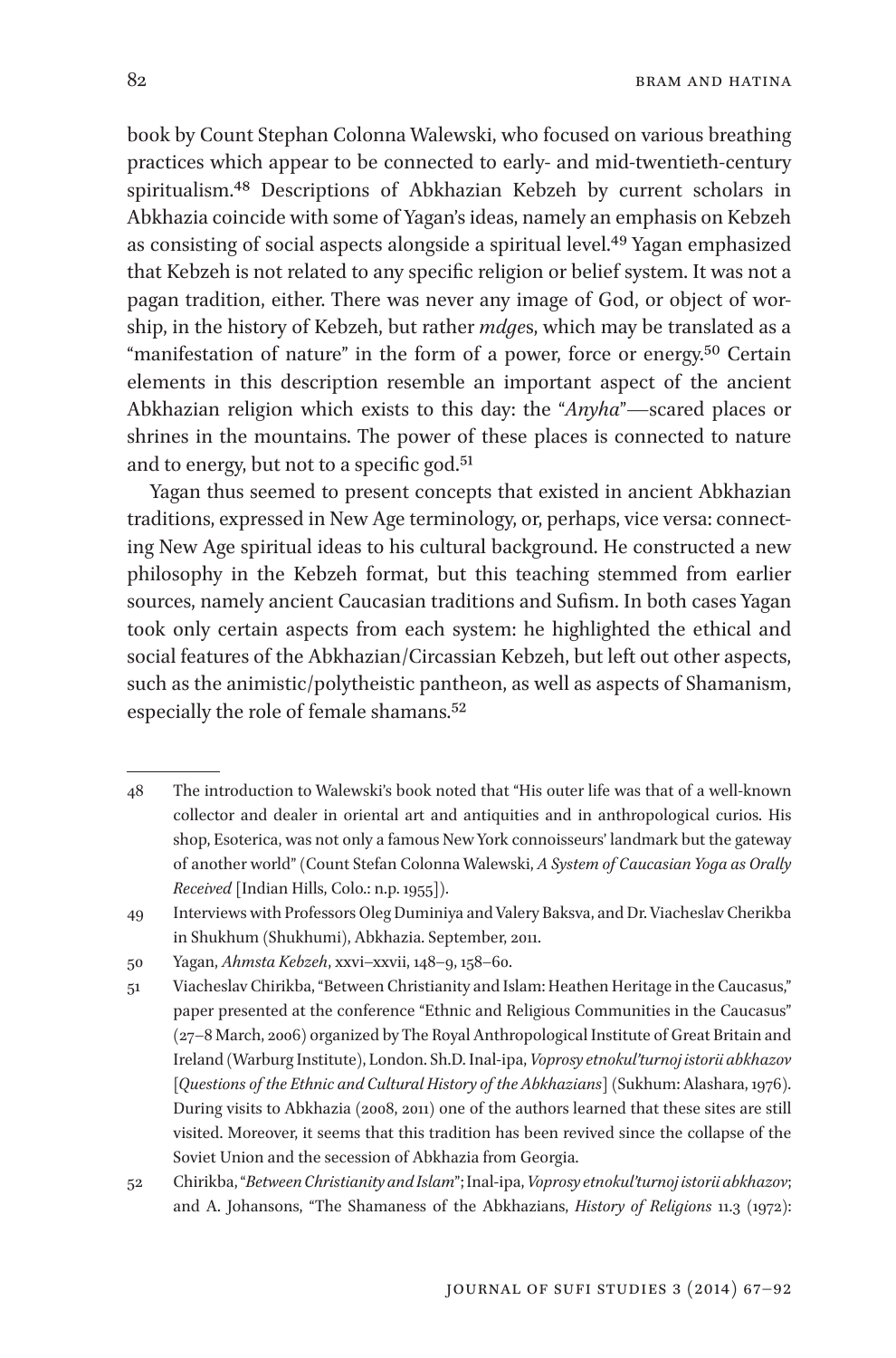book by Count Stephan Colonna Walewski, who focused on various breathing practices which appear to be connected to early- and mid-twentieth-century spiritualism.[48] Descriptions of Abkhazian Kebzeh by current scholars in Abkhazia coincide with some of Yagan's ideas, namely an emphasis on Kebzeh as consisting of social aspects alongside a spiritual level.[49] Yagan emphasized that Kebzeh is not related to any specific religion or belief system. It was not a pagan tradition, either. There was never any image of God, or object of worship, in the history of Kebzeh, but rather *mdge*s, which may be translated as a "manifestation of nature" in the form of a power, force or energy.[50] Certain elements in this description resemble an important aspect of the ancient Abkhazian religion which exists to this day: the "*Anyha*"—scared places or shrines in the mountains. The power of these places is connected to nature and to energy, but not to a specific god.[51]

Yagan thus seemed to present concepts that existed in ancient Abkhazian traditions, expressed in New Age terminology, or, perhaps, vice versa: connecting New Age spiritual ideas to his cultural background. He constructed a new philosophy in the Kebzeh format, but this teaching stemmed from earlier sources, namely ancient Caucasian traditions and Sufism. In both cases Yagan took only certain aspects from each system: he highlighted the ethical and social features of the Abkhazian/Circassian Kebzeh, but left out other aspects, such as the animistic/polytheistic pantheon, as well as aspects of Shamanism, especially the role of female shamans.[52]

---

48 The introduction to Walewski's book noted that "His outer life was that of a well-known collector and dealer in oriental art and antiquities and in anthropological curios. His shop, Esoterica, was not only a famous New York connoisseurs' landmark but the gateway of another world" (Count Stefan Colonna Walewski, *A System of Caucasian Yoga as Orally Received* [Indian Hills, Colo.: n.p. 1955]).

49 Interviews with Professors Oleg Duminiya and Valery Baksva, and Dr. Viacheslav Cherikba in Shukhum (Shukhumi), Abkhazia. September, 2011.

50 Yagan, *Ahmsta Kebzeh*, xxvi–xxvii, 148–9, 158–60.

51 Viacheslav Chirikba, "Between Christianity and Islam: Heathen Heritage in the Caucasus," paper presented at the conference "Ethnic and Religious Communities in the Caucasus" (27–8 March, 2006) organized by The Royal Anthropological Institute of Great Britain and Ireland (Warburg Institute), London. Sh.D. Inal-ipa, *Voprosy etnokul'turnoj istorii abkhazov* [*Questions of the Ethnic and Cultural History of the Abkhazians*] (Sukhum: Alashara, 1976). During visits to Abkhazia (2008, 2011) one of the authors learned that these sites are still visited. Moreover, it seems that this tradition has been revived since the collapse of the Soviet Union and the secession of Abkhazia from Georgia.

52 Chirikba, "*Between Christianity and Islam*"; Inal-ipa, *Voprosy etnokul'turnoj istorii abkhazov*; and A. Johansons, "The Shamaness of the Abkhazians, *History of Religions* 11.3 (1972):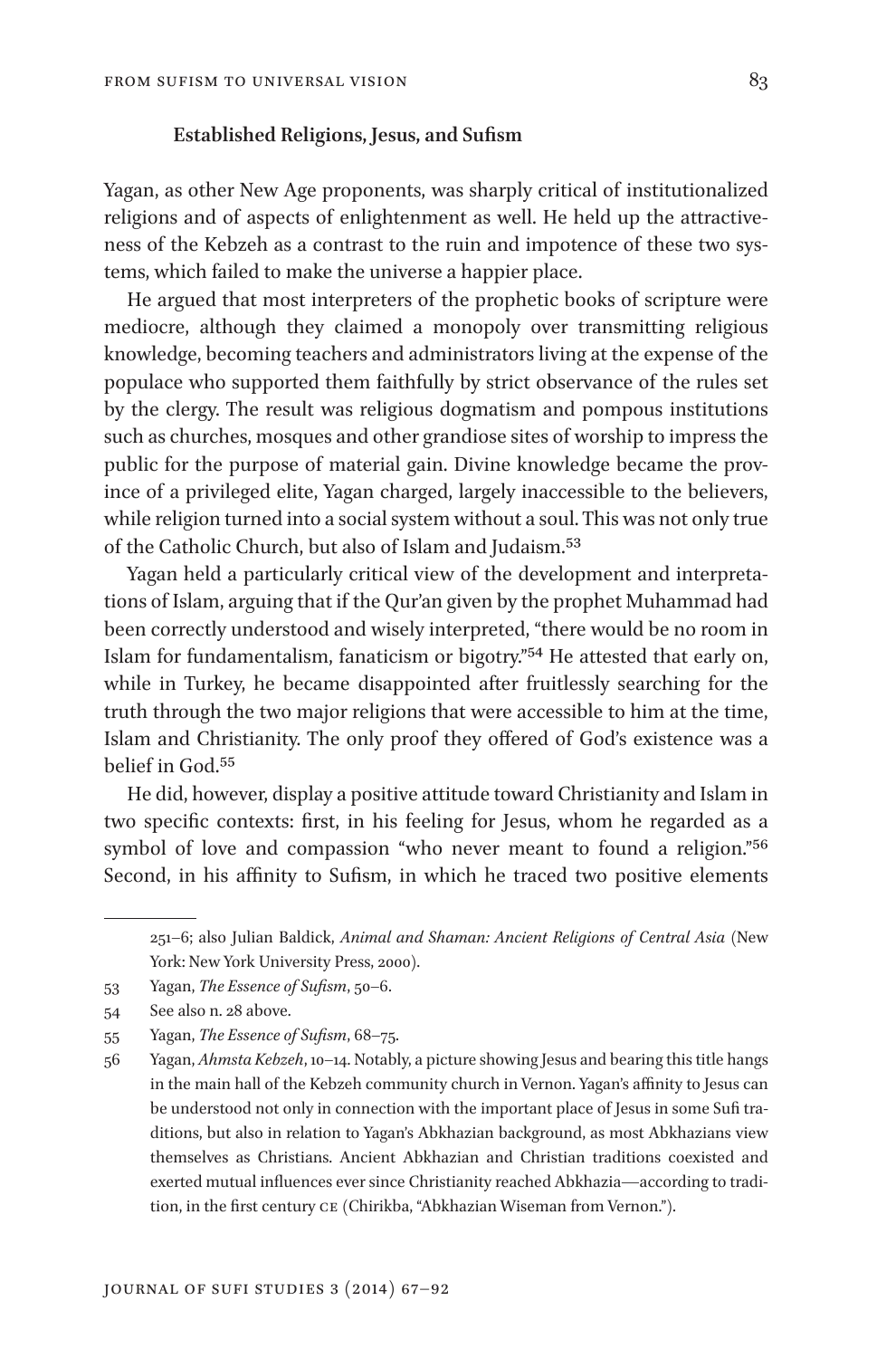### Established Religions, Jesus, and Sufism

Yagan, as other New Age proponents, was sharply critical of institutionalized religions and of aspects of enlightenment as well. He held up the attractiveness of the Kebzeh as a contrast to the ruin and impotence of these two systems, which failed to make the universe a happier place.

He argued that most interpreters of the prophetic books of scripture were mediocre, although they claimed a monopoly over transmitting religious knowledge, becoming teachers and administrators living at the expense of the populace who supported them faithfully by strict observance of the rules set by the clergy. The result was religious dogmatism and pompous institutions such as churches, mosques and other grandiose sites of worship to impress the public for the purpose of material gain. Divine knowledge became the province of a privileged elite, Yagan charged, largely inaccessible to the believers, while religion turned into a social system without a soul. This was not only true of the Catholic Church, but also of Islam and Judaism.[53]

Yagan held a particularly critical view of the development and interpretations of Islam, arguing that if the Qur'an given by the prophet Muhammad had been correctly understood and wisely interpreted, "there would be no room in Islam for fundamentalism, fanaticism or bigotry."[54] He attested that early on, while in Turkey, he became disappointed after fruitlessly searching for the truth through the two major religions that were accessible to him at the time, Islam and Christianity. The only proof they offered of God's existence was a belief in God.[55]

He did, however, display a positive attitude toward Christianity and Islam in two specific contexts: first, in his feeling for Jesus, whom he regarded as a symbol of love and compassion "who never meant to found a religion."[56] Second, in his affinity to Sufism, in which he traced two positive elements

---

251–6; also Julian Baldick, *Animal and Shaman: Ancient Religions of Central Asia* (New York: New York University Press, 2000).

53 Yagan, *The Essence of Sufism*, 50–6.

54 See also n. 28 above.

55 Yagan, *The Essence of Sufism*, 68–75.

56 Yagan, *Ahmsta Kebzeh*, 10–14. Notably, a picture showing Jesus and bearing this title hangs in the main hall of the Kebzeh community church in Vernon. Yagan's affinity to Jesus can be understood not only in connection with the important place of Jesus in some Sufi traditions, but also in relation to Yagan's Abkhazian background, as most Abkhazians view themselves as Christians. Ancient Abkhazian and Christian traditions coexisted and exerted mutual influences ever since Christianity reached Abkhazia—according to tradition, in the first century CE (Chirikba, "Abkhazian Wiseman from Vernon.").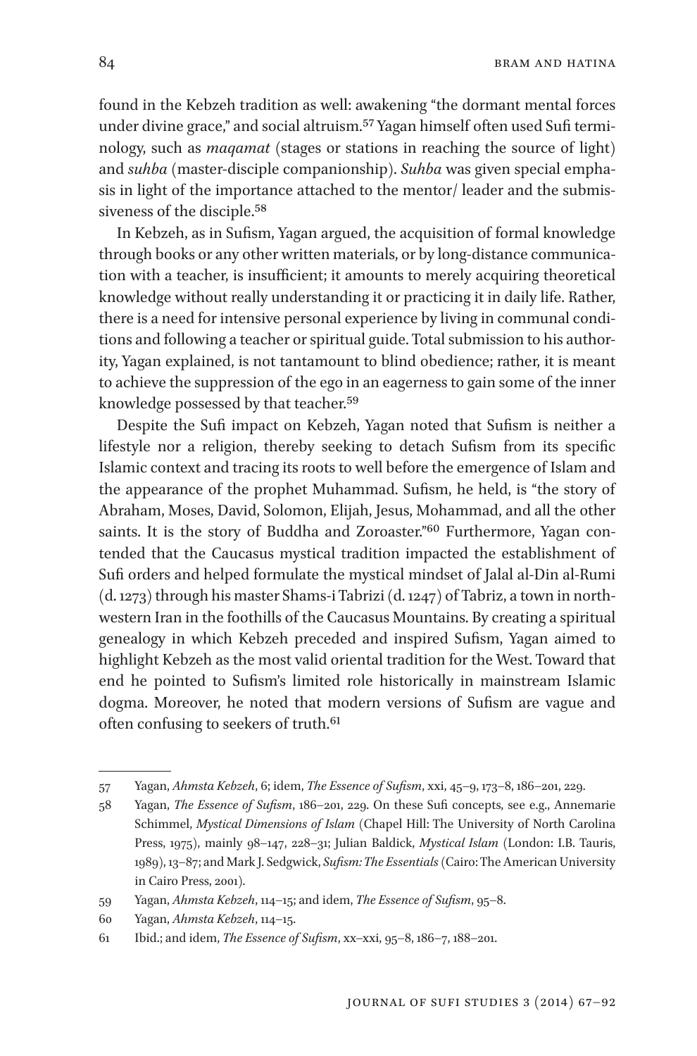found in the Kebzeh tradition as well: awakening "the dormant mental forces under divine grace," and social altruism.[57] Yagan himself often used Sufi terminology, such as *maqamat* (stages or stations in reaching the source of light) and *suhba* (master-disciple companionship). *Suhba* was given special emphasis in light of the importance attached to the mentor/ leader and the submissiveness of the disciple.[58]

In Kebzeh, as in Sufism, Yagan argued, the acquisition of formal knowledge through books or any other written materials, or by long-distance communication with a teacher, is insufficient; it amounts to merely acquiring theoretical knowledge without really understanding it or practicing it in daily life. Rather, there is a need for intensive personal experience by living in communal conditions and following a teacher or spiritual guide. Total submission to his authority, Yagan explained, is not tantamount to blind obedience; rather, it is meant to achieve the suppression of the ego in an eagerness to gain some of the inner knowledge possessed by that teacher.[59]

Despite the Sufi impact on Kebzeh, Yagan noted that Sufism is neither a lifestyle nor a religion, thereby seeking to detach Sufism from its specific Islamic context and tracing its roots to well before the emergence of Islam and the appearance of the prophet Muhammad. Sufism, he held, is "the story of Abraham, Moses, David, Solomon, Elijah, Jesus, Mohammad, and all the other saints. It is the story of Buddha and Zoroaster."[60] Furthermore, Yagan contended that the Caucasus mystical tradition impacted the establishment of Sufi orders and helped formulate the mystical mindset of Jalal al-Din al-Rumi (d. 1273) through his master Shams-i Tabrizi (d. 1247) of Tabriz, a town in northwestern Iran in the foothills of the Caucasus Mountains. By creating a spiritual genealogy in which Kebzeh preceded and inspired Sufism, Yagan aimed to highlight Kebzeh as the most valid oriental tradition for the West. Toward that end he pointed to Sufism's limited role historically in mainstream Islamic dogma. Moreover, he noted that modern versions of Sufism are vague and often confusing to seekers of truth.[61]

---

57 Yagan, *Ahmsta Kebzeh*, 6; idem, *The Essence of Sufism*, xxi, 45–9, 173–8, 186–201, 229.

58 Yagan, *The Essence of Sufism*, 186–201, 229. On these Sufi concepts, see e.g., Annemarie Schimmel, *Mystical Dimensions of Islam* (Chapel Hill: The University of North Carolina Press, 1975), mainly 98–147, 228–31; Julian Baldick, *Mystical Islam* (London: I.B. Tauris, 1989), 13–87; and Mark J. Sedgwick, *Sufism: The Essentials* (Cairo: The American University in Cairo Press, 2001).

59 Yagan, *Ahmsta Kebzeh*, 114–15; and idem, *The Essence of Sufism*, 95–8.

60 Yagan, *Ahmsta Kebzeh*, 114–15.

61 Ibid.; and idem, *The Essence of Sufism*, xx–xxi, 95–8, 186–7, 188–201.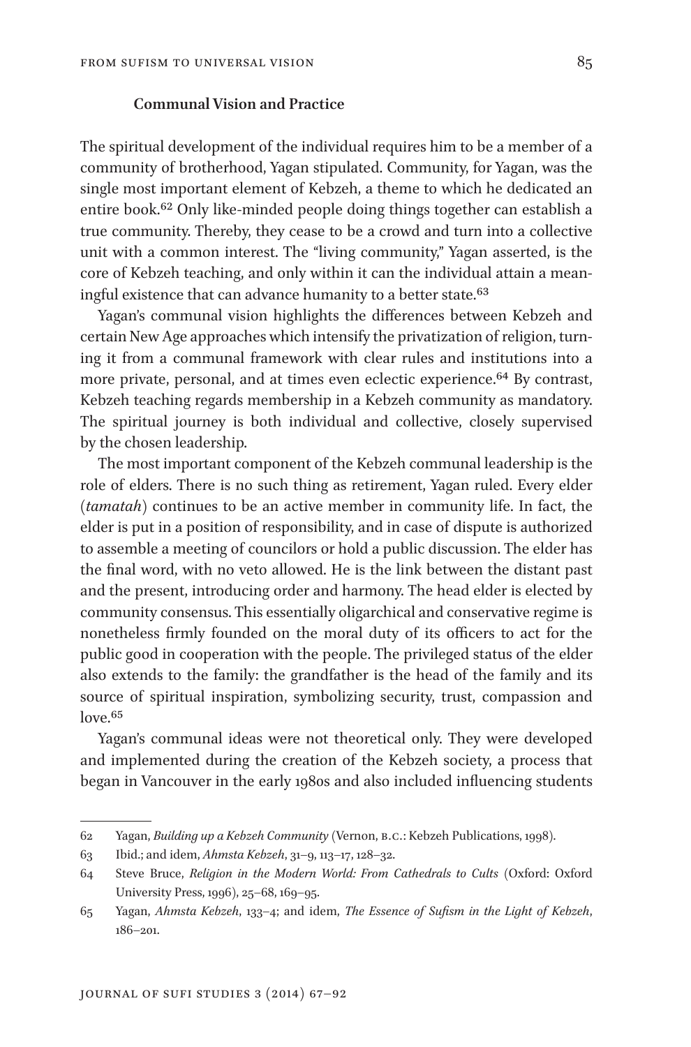### Communal Vision and Practice

The spiritual development of the individual requires him to be a member of a community of brotherhood, Yagan stipulated. Community, for Yagan, was the single most important element of Kebzeh, a theme to which he dedicated an entire book.[62] Only like-minded people doing things together can establish a true community. Thereby, they cease to be a crowd and turn into a collective unit with a common interest. The "living community," Yagan asserted, is the core of Kebzeh teaching, and only within it can the individual attain a meaningful existence that can advance humanity to a better state.[63]

Yagan's communal vision highlights the differences between Kebzeh and certain New Age approaches which intensify the privatization of religion, turning it from a communal framework with clear rules and institutions into a more private, personal, and at times even eclectic experience.[64] By contrast, Kebzeh teaching regards membership in a Kebzeh community as mandatory. The spiritual journey is both individual and collective, closely supervised by the chosen leadership.

The most important component of the Kebzeh communal leadership is the role of elders. There is no such thing as retirement, Yagan ruled. Every elder (*tamatah*) continues to be an active member in community life. In fact, the elder is put in a position of responsibility, and in case of dispute is authorized to assemble a meeting of councilors or hold a public discussion. The elder has the final word, with no veto allowed. He is the link between the distant past and the present, introducing order and harmony. The head elder is elected by community consensus. This essentially oligarchical and conservative regime is nonetheless firmly founded on the moral duty of its officers to act for the public good in cooperation with the people. The privileged status of the elder also extends to the family: the grandfather is the head of the family and its source of spiritual inspiration, symbolizing security, trust, compassion and love.[65]

Yagan's communal ideas were not theoretical only. They were developed and implemented during the creation of the Kebzeh society, a process that began in Vancouver in the early 1980s and also included influencing students

---

62 Yagan, *Building up a Kebzeh Community* (Vernon, B.C.: Kebzeh Publications, 1998).

63 Ibid.; and idem, *Ahmsta Kebzeh*, 31–9, 113–17, 128–32.

64 Steve Bruce, *Religion in the Modern World: From Cathedrals to Cults* (Oxford: Oxford University Press, 1996), 25–68, 169–95.

65 Yagan, *Ahmsta Kebzeh*, 133–4; and idem, *The Essence of Sufism in the Light of Kebzeh*, 186–201.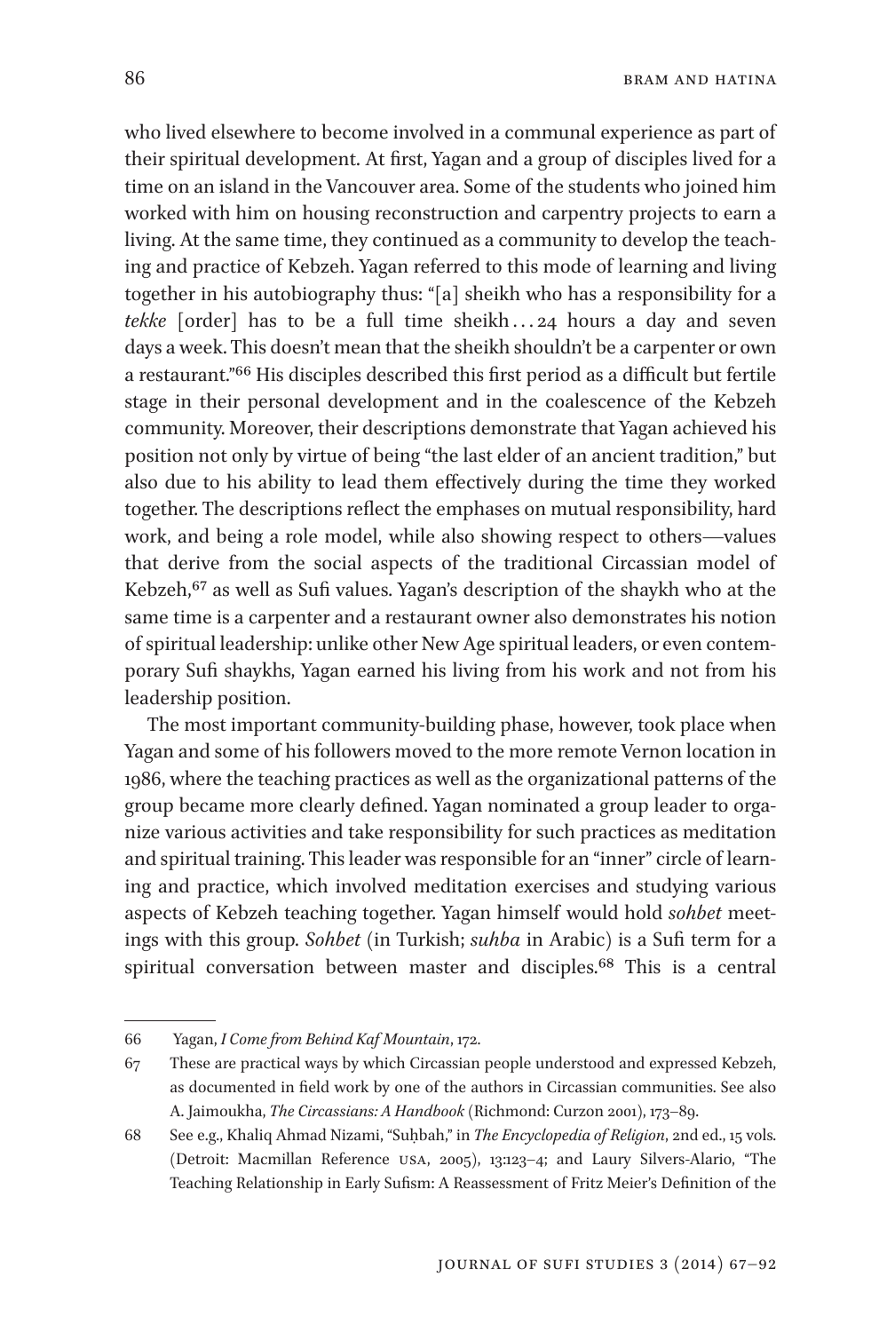who lived elsewhere to become involved in a communal experience as part of their spiritual development. At first, Yagan and a group of disciples lived for a time on an island in the Vancouver area. Some of the students who joined him worked with him on housing reconstruction and carpentry projects to earn a living. At the same time, they continued as a community to develop the teaching and practice of Kebzeh. Yagan referred to this mode of learning and living together in his autobiography thus: "[a] sheikh who has a responsibility for a *tekke* [order] has to be a full time sheikh ... 24 hours a day and seven days a week. This doesn't mean that the sheikh shouldn't be a carpenter or own a restaurant."[66] His disciples described this first period as a difficult but fertile stage in their personal development and in the coalescence of the Kebzeh community. Moreover, their descriptions demonstrate that Yagan achieved his position not only by virtue of being "the last elder of an ancient tradition," but also due to his ability to lead them effectively during the time they worked together. The descriptions reflect the emphases on mutual responsibility, hard work, and being a role model, while also showing respect to others—values that derive from the social aspects of the traditional Circassian model of Kebzeh,[67] as well as Sufi values. Yagan's description of the shaykh who at the same time is a carpenter and a restaurant owner also demonstrates his notion of spiritual leadership: unlike other New Age spiritual leaders, or even contemporary Sufi shaykhs, Yagan earned his living from his work and not from his leadership position.

The most important community-building phase, however, took place when Yagan and some of his followers moved to the more remote Vernon location in 1986, where the teaching practices as well as the organizational patterns of the group became more clearly defined. Yagan nominated a group leader to organize various activities and take responsibility for such practices as meditation and spiritual training. This leader was responsible for an "inner" circle of learning and practice, which involved meditation exercises and studying various aspects of Kebzeh teaching together. Yagan himself would hold *sohbet* meetings with this group. *Sohbet* (in Turkish; *suhba* in Arabic) is a Sufi term for a spiritual conversation between master and disciples.[68] This is a central

---

66 Yagan, *I Come from Behind Kaf Mountain*, 172.

67 These are practical ways by which Circassian people understood and expressed Kebzeh, as documented in field work by one of the authors in Circassian communities. See also A. Jaimoukha, *The Circassians: A Handbook* (Richmond: Curzon 2001), 173–89.

68 See e.g., Khaliq Ahmad Nizami, "Suḥbah," in *The Encyclopedia of Religion*, 2nd ed., 15 vols. (Detroit: Macmillan Reference USA, 2005), 13:123–4; and Laury Silvers-Alario, "The Teaching Relationship in Early Sufism: A Reassessment of Fritz Meier's Definition of the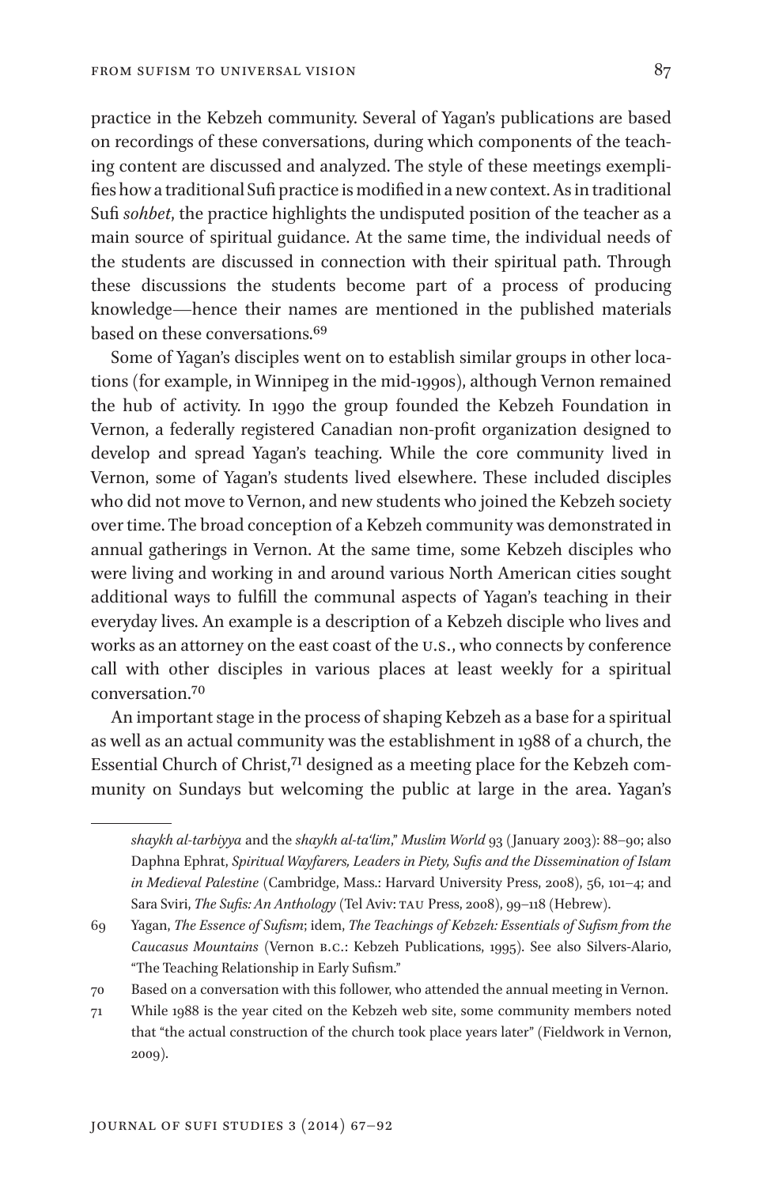practice in the Kebzeh community. Several of Yagan's publications are based on recordings of these conversations, during which components of the teaching content are discussed and analyzed. The style of these meetings exemplifies how a traditional Sufi practice is modified in a new context. As in traditional Sufi *sohbet*, the practice highlights the undisputed position of the teacher as a main source of spiritual guidance. At the same time, the individual needs of the students are discussed in connection with their spiritual path. Through these discussions the students become part of a process of producing knowledge—hence their names are mentioned in the published materials based on these conversations.[69]

Some of Yagan's disciples went on to establish similar groups in other locations (for example, in Winnipeg in the mid-1990s), although Vernon remained the hub of activity. In 1990 the group founded the Kebzeh Foundation in Vernon, a federally registered Canadian non-profit organization designed to develop and spread Yagan's teaching. While the core community lived in Vernon, some of Yagan's students lived elsewhere. These included disciples who did not move to Vernon, and new students who joined the Kebzeh society over time. The broad conception of a Kebzeh community was demonstrated in annual gatherings in Vernon. At the same time, some Kebzeh disciples who were living and working in and around various North American cities sought additional ways to fulfill the communal aspects of Yagan's teaching in their everyday lives. An example is a description of a Kebzeh disciple who lives and works as an attorney on the east coast of the U.S., who connects by conference call with other disciples in various places at least weekly for a spiritual conversation.[70]

An important stage in the process of shaping Kebzeh as a base for a spiritual as well as an actual community was the establishment in 1988 of a church, the Essential Church of Christ,[71] designed as a meeting place for the Kebzeh community on Sundays but welcoming the public at large in the area. Yagan's

---

*shaykh al-tarbiyya* and the *shaykh al-ta'lim*," *Muslim World* 93 (January 2003): 88–90; also Daphna Ephrat, *Spiritual Wayfarers, Leaders in Piety, Sufis and the Dissemination of Islam in Medieval Palestine* (Cambridge, Mass.: Harvard University Press, 2008), 56, 101–4; and Sara Sviri, *The Sufis: An Anthology* (Tel Aviv: TAU Press, 2008), 99–118 (Hebrew).

69 Yagan, *The Essence of Sufism*; idem, *The Teachings of Kebzeh: Essentials of Sufism from the Caucasus Mountains* (Vernon B.C.: Kebzeh Publications, 1995). See also Silvers-Alario, "The Teaching Relationship in Early Sufism."

70 Based on a conversation with this follower, who attended the annual meeting in Vernon.

71 While 1988 is the year cited on the Kebzeh web site, some community members noted that "the actual construction of the church took place years later" (Fieldwork in Vernon, 2009).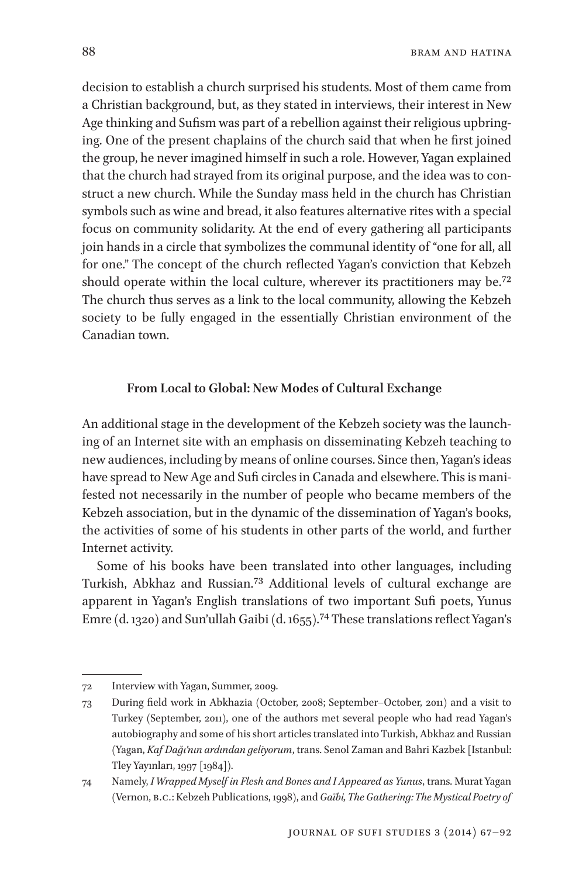decision to establish a church surprised his students. Most of them came from a Christian background, but, as they stated in interviews, their interest in New Age thinking and Sufism was part of a rebellion against their religious upbringing. One of the present chaplains of the church said that when he first joined the group, he never imagined himself in such a role. However, Yagan explained that the church had strayed from its original purpose, and the idea was to construct a new church. While the Sunday mass held in the church has Christian symbols such as wine and bread, it also features alternative rites with a special focus on community solidarity. At the end of every gathering all participants join hands in a circle that symbolizes the communal identity of "one for all, all for one." The concept of the church reflected Yagan's conviction that Kebzeh should operate within the local culture, wherever its practitioners may be.[72] The church thus serves as a link to the local community, allowing the Kebzeh society to be fully engaged in the essentially Christian environment of the Canadian town.

### From Local to Global: New Modes of Cultural Exchange

An additional stage in the development of the Kebzeh society was the launching of an Internet site with an emphasis on disseminating Kebzeh teaching to new audiences, including by means of online courses. Since then, Yagan's ideas have spread to New Age and Sufi circles in Canada and elsewhere. This is manifested not necessarily in the number of people who became members of the Kebzeh association, but in the dynamic of the dissemination of Yagan's books, the activities of some of his students in other parts of the world, and further Internet activity.

Some of his books have been translated into other languages, including Turkish, Abkhaz and Russian.[73] Additional levels of cultural exchange are apparent in Yagan's English translations of two important Sufi poets, Yunus Emre (d. 1320) and Sun'ullah Gaibi (d. 1655).[74] These translations reflect Yagan's

---

72 Interview with Yagan, Summer, 2009.

73 During field work in Abkhazia (October, 2008; September–October, 2011) and a visit to Turkey (September, 2011), one of the authors met several people who had read Yagan's autobiography and some of his short articles translated into Turkish, Abkhaz and Russian (Yagan, *Kaf Dağı'nın ardından geliyorum*, trans. Senol Zaman and Bahri Kazbek [Istanbul: Tley Yayınları, 1997 [1984]).

74 Namely, *I Wrapped Myself in Flesh and Bones and I Appeared as Yunus*, trans. Murat Yagan (Vernon, B.C.: Kebzeh Publications, 1998), and *Gaibi, The Gathering: The Mystical Poetry of*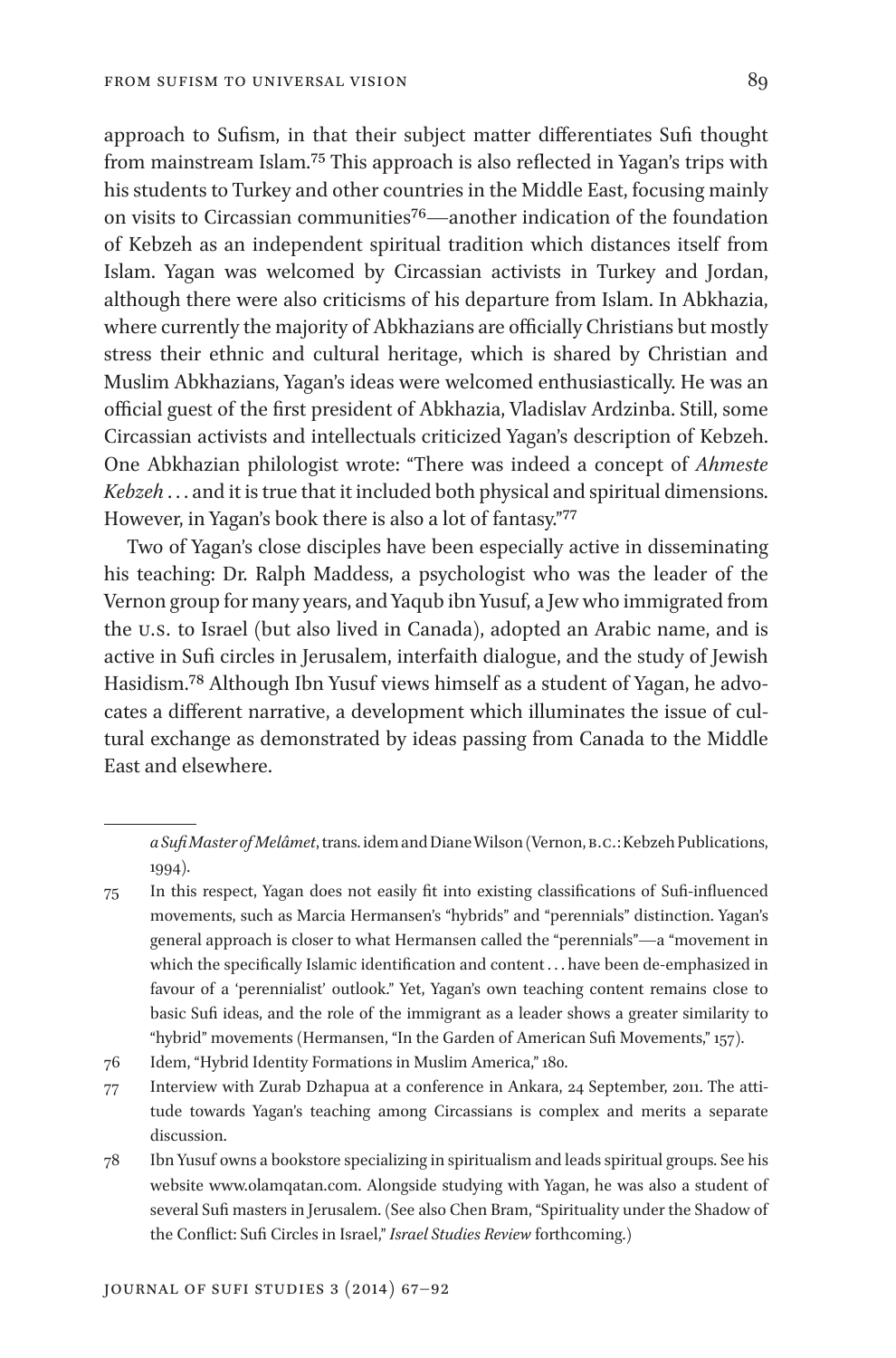approach to Sufism, in that their subject matter differentiates Sufi thought from mainstream Islam.[75] This approach is also reflected in Yagan's trips with his students to Turkey and other countries in the Middle East, focusing mainly on visits to Circassian communities[76]—another indication of the foundation of Kebzeh as an independent spiritual tradition which distances itself from Islam. Yagan was welcomed by Circassian activists in Turkey and Jordan, although there were also criticisms of his departure from Islam. In Abkhazia, where currently the majority of Abkhazians are officially Christians but mostly stress their ethnic and cultural heritage, which is shared by Christian and Muslim Abkhazians, Yagan's ideas were welcomed enthusiastically. He was an official guest of the first president of Abkhazia, Vladislav Ardzinba. Still, some Circassian activists and intellectuals criticized Yagan's description of Kebzeh. One Abkhazian philologist wrote: "There was indeed a concept of *Ahmeste Kebzeh* . . . and it is true that it included both physical and spiritual dimensions. However, in Yagan's book there is also a lot of fantasy."[77]

Two of Yagan's close disciples have been especially active in disseminating his teaching: Dr. Ralph Maddess, a psychologist who was the leader of the Vernon group for many years, and Yaqub ibn Yusuf, a Jew who immigrated from the U.S. to Israel (but also lived in Canada), adopted an Arabic name, and is active in Sufi circles in Jerusalem, interfaith dialogue, and the study of Jewish Hasidism.[78] Although Ibn Yusuf views himself as a student of Yagan, he advocates a different narrative, a development which illuminates the issue of cultural exchange as demonstrated by ideas passing from Canada to the Middle East and elsewhere.

---

*a Sufi Master of Melâmet*, trans. idem and Diane Wilson (Vernon, B.C.: Kebzeh Publications, 1994).

75 In this respect, Yagan does not easily fit into existing classifications of Sufi-influenced movements, such as Marcia Hermansen's "hybrids" and "perennials" distinction. Yagan's general approach is closer to what Hermansen called the "perennials"—a "movement in which the specifically Islamic identification and content . . . have been de-emphasized in favour of a 'perennialist' outlook." Yet, Yagan's own teaching content remains close to basic Sufi ideas, and the role of the immigrant as a leader shows a greater similarity to "hybrid" movements (Hermansen, "In the Garden of American Sufi Movements," 157).

76 Idem, "Hybrid Identity Formations in Muslim America," 180.

77 Interview with Zurab Dzhapua at a conference in Ankara, 24 September, 2011. The attitude towards Yagan's teaching among Circassians is complex and merits a separate discussion.

78 Ibn Yusuf owns a bookstore specializing in spiritualism and leads spiritual groups. See his website www.olamqatan.com. Alongside studying with Yagan, he was also a student of several Sufi masters in Jerusalem. (See also Chen Bram, "Spirituality under the Shadow of the Conflict: Sufi Circles in Israel," *Israel Studies Review* forthcoming.)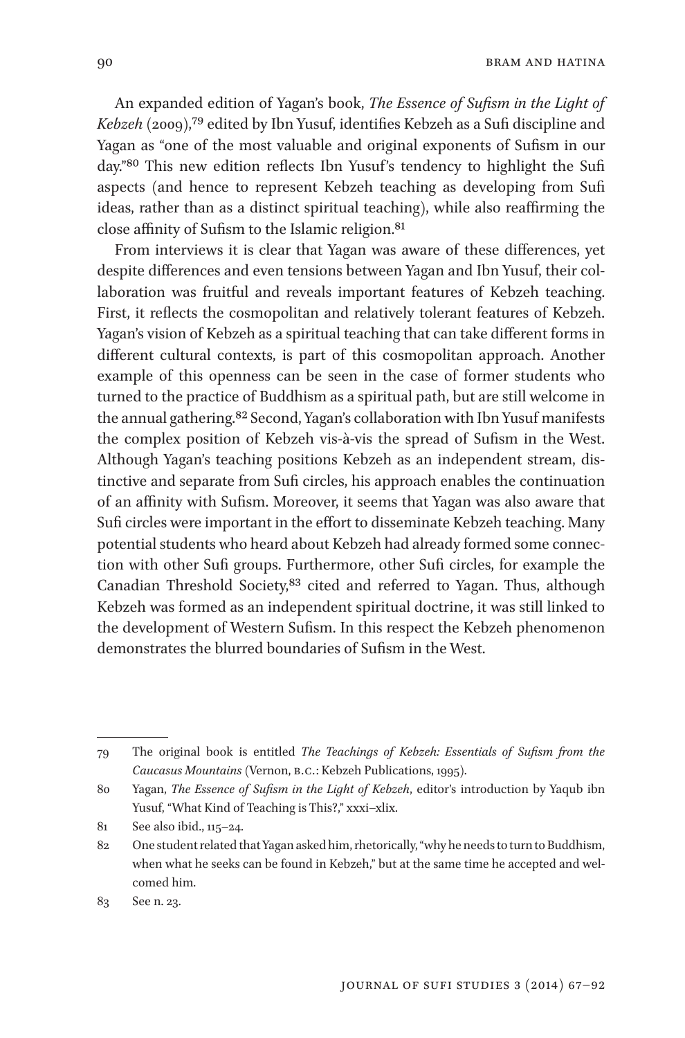An expanded edition of Yagan's book, *The Essence of Sufism in the Light of Kebzeh* (2009),[79] edited by Ibn Yusuf, identifies Kebzeh as a Sufi discipline and Yagan as "one of the most valuable and original exponents of Sufism in our day."[80] This new edition reflects Ibn Yusuf's tendency to highlight the Sufi aspects (and hence to represent Kebzeh teaching as developing from Sufi ideas, rather than as a distinct spiritual teaching), while also reaffirming the close affinity of Sufism to the Islamic religion.[81]

From interviews it is clear that Yagan was aware of these differences, yet despite differences and even tensions between Yagan and Ibn Yusuf, their collaboration was fruitful and reveals important features of Kebzeh teaching. First, it reflects the cosmopolitan and relatively tolerant features of Kebzeh. Yagan's vision of Kebzeh as a spiritual teaching that can take different forms in different cultural contexts, is part of this cosmopolitan approach. Another example of this openness can be seen in the case of former students who turned to the practice of Buddhism as a spiritual path, but are still welcome in the annual gathering.[82] Second, Yagan's collaboration with Ibn Yusuf manifests the complex position of Kebzeh vis-à-vis the spread of Sufism in the West. Although Yagan's teaching positions Kebzeh as an independent stream, distinctive and separate from Sufi circles, his approach enables the continuation of an affinity with Sufism. Moreover, it seems that Yagan was also aware that Sufi circles were important in the effort to disseminate Kebzeh teaching. Many potential students who heard about Kebzeh had already formed some connection with other Sufi groups. Furthermore, other Sufi circles, for example the Canadian Threshold Society,[83] cited and referred to Yagan. Thus, although Kebzeh was formed as an independent spiritual doctrine, it was still linked to the development of Western Sufism. In this respect the Kebzeh phenomenon demonstrates the blurred boundaries of Sufism in the West.

---

79 The original book is entitled *The Teachings of Kebzeh: Essentials of Sufism from the Caucasus Mountains* (Vernon, B.C.: Kebzeh Publications, 1995).

80 Yagan, *The Essence of Sufism in the Light of Kebzeh*, editor's introduction by Yaqub ibn Yusuf, "What Kind of Teaching is This?," xxxi–xlix.

81 See also ibid., 115–24.

82 One student related that Yagan asked him, rhetorically, "why he needs to turn to Buddhism, when what he seeks can be found in Kebzeh," but at the same time he accepted and welcomed him.

83 See n. 23.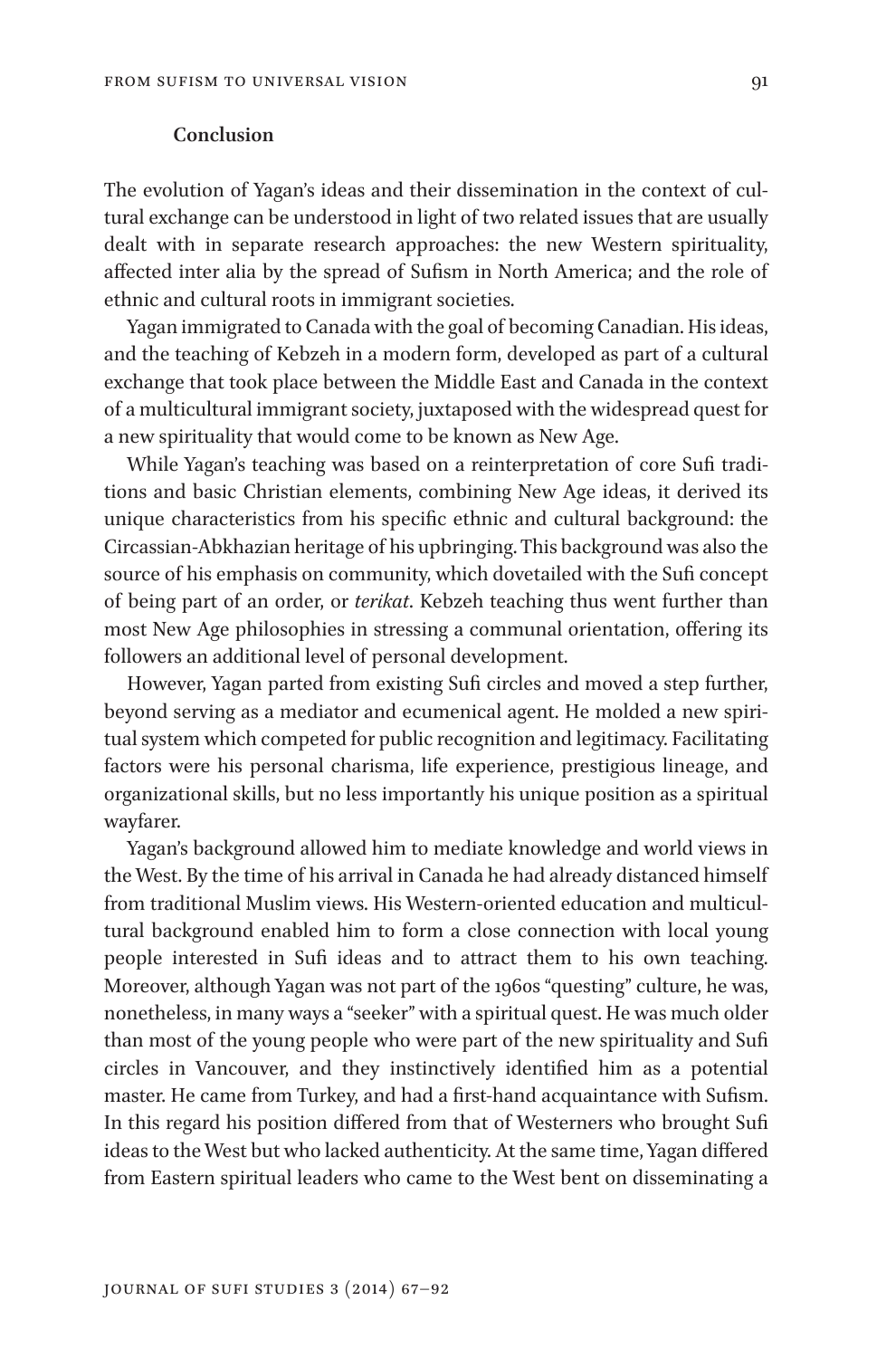### Conclusion

The evolution of Yagan's ideas and their dissemination in the context of cultural exchange can be understood in light of two related issues that are usually dealt with in separate research approaches: the new Western spirituality, affected inter alia by the spread of Sufism in North America; and the role of ethnic and cultural roots in immigrant societies.

Yagan immigrated to Canada with the goal of becoming Canadian. His ideas, and the teaching of Kebzeh in a modern form, developed as part of a cultural exchange that took place between the Middle East and Canada in the context of a multicultural immigrant society, juxtaposed with the widespread quest for a new spirituality that would come to be known as New Age.

While Yagan's teaching was based on a reinterpretation of core Sufi traditions and basic Christian elements, combining New Age ideas, it derived its unique characteristics from his specific ethnic and cultural background: the Circassian-Abkhazian heritage of his upbringing. This background was also the source of his emphasis on community, which dovetailed with the Sufi concept of being part of an order, or *terikat*. Kebzeh teaching thus went further than most New Age philosophies in stressing a communal orientation, offering its followers an additional level of personal development.

However, Yagan parted from existing Sufi circles and moved a step further, beyond serving as a mediator and ecumenical agent. He molded a new spiritual system which competed for public recognition and legitimacy. Facilitating factors were his personal charisma, life experience, prestigious lineage, and organizational skills, but no less importantly his unique position as a spiritual wayfarer.

Yagan's background allowed him to mediate knowledge and world views in the West. By the time of his arrival in Canada he had already distanced himself from traditional Muslim views. His Western-oriented education and multicultural background enabled him to form a close connection with local young people interested in Sufi ideas and to attract them to his own teaching. Moreover, although Yagan was not part of the 1960s "questing" culture, he was, nonetheless, in many ways a "seeker" with a spiritual quest. He was much older than most of the young people who were part of the new spirituality and Sufi circles in Vancouver, and they instinctively identified him as a potential master. He came from Turkey, and had a first-hand acquaintance with Sufism. In this regard his position differed from that of Westerners who brought Sufi ideas to the West but who lacked authenticity. At the same time, Yagan differed from Eastern spiritual leaders who came to the West bent on disseminating a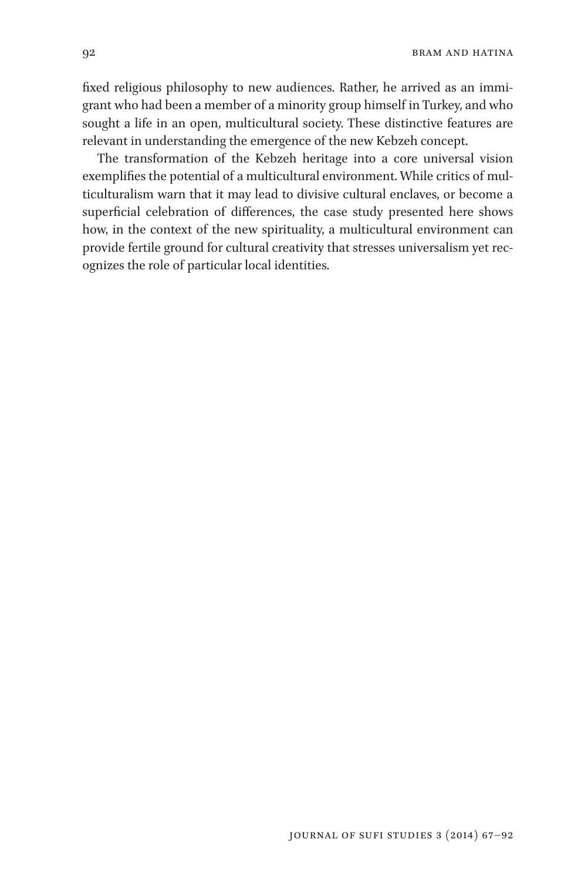fixed religious philosophy to new audiences. Rather, he arrived as an immigrant who had been a member of a minority group himself in Turkey, and who sought a life in an open, multicultural society. These distinctive features are relevant in understanding the emergence of the new Kebzeh concept.

The transformation of the Kebzeh heritage into a core universal vision exemplifies the potential of a multicultural environment. While critics of multiculturalism warn that it may lead to divisive cultural enclaves, or become a superficial celebration of differences, the case study presented here shows how, in the context of the new spirituality, a multicultural environment can provide fertile ground for cultural creativity that stresses universalism yet recognizes the role of particular local identities.